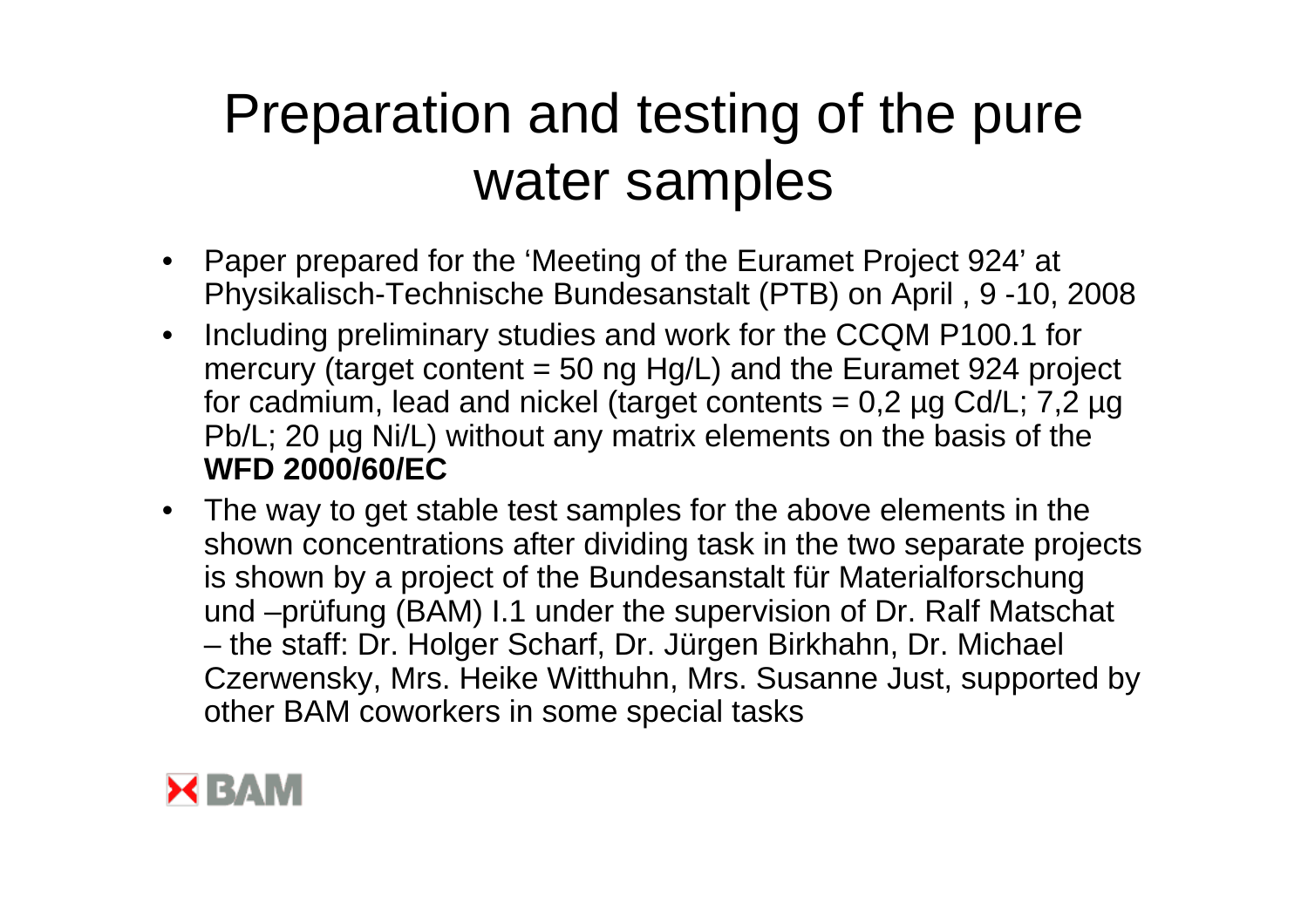# Preparation and testing of the pure water samples

- Paper prepared for the 'Meeting of the Euramet Project 924' at Physikalisch-Technische Bundesanstalt (PTB) on April , 9 -10, 2008
- Including preliminary studies and work for the CCQM P100.1 for mercury (target content = 50 ng Hg/L) and the Euramet 924 project for cadmium, lead and nickel (target contents = 0,2 µg Cd/L; 7,2 µg Pb/L; 20 µg Ni/L) without any matrix elements on the basis of the **WFD 2000/60/EC**
- The way to get stable test samples for the above elements in the shown concentrations after dividing task in the two separate projects is shown by a project of the Bundesanstalt für Materialforschung und –prüfung (BAM) I.1 under the supervision of Dr. Ralf Matschat – the staff: Dr. Holger Scharf, Dr. Jürgen Birkhahn, Dr. Michael Czerwensky, Mrs. Heike Witthuhn, Mrs. Susanne Just, supported by other BAM coworkers in some special tasks

BAM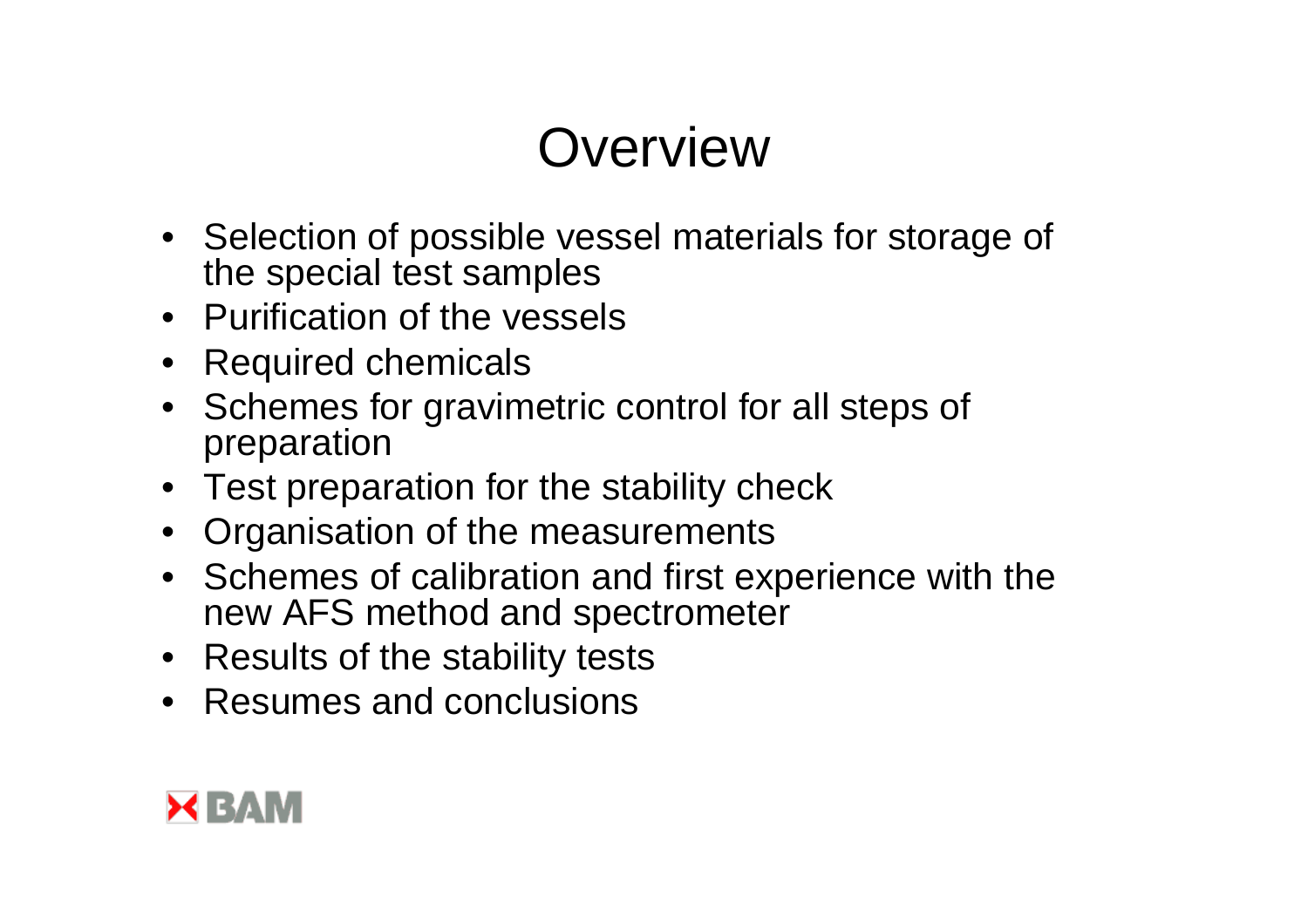# Overview

- Selection of possible vessel materials for storage of the special test samples
- Purification of the vessels
- Required chemicals
- Schemes for gravimetric control for all steps of preparation
- Test preparation for the stability check
- Organisation of the measurements
- Schemes of calibration and first experience with the new AFS method and spectrometer
- Results of the stability tests
- Resumes and conclusions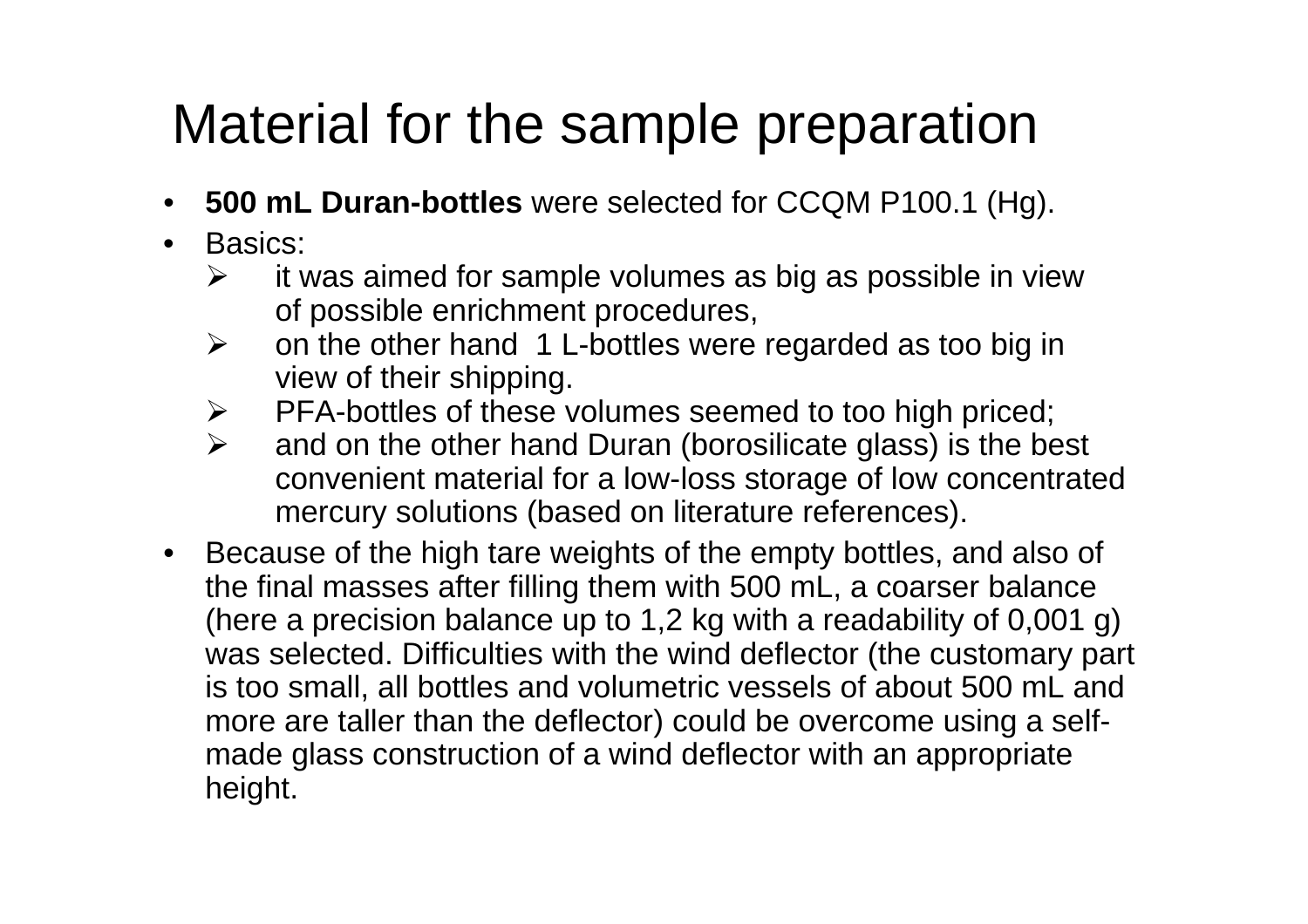# Material for the sample preparation

- **500 mL Duran-bottles** were selected for CCQM P100.1 (Hg).
- Basics:
  - it was aimed for sample volumes as big as possible in view of possible enrichment procedures,
  - on the other hand 1 L-bottles were regarded as too big in view of their shipping.
  - PFA-bottles of these volumes seemed to too high priced;
  - and on the other hand Duran (borosilicate glass) is the best convenient material for a low-loss storage of low concentrated mercury solutions (based on literature references).
- Because of the high tare weights of the empty bottles, and also of the final masses after filling them with 500 mL, a coarser balance (here a precision balance up to 1,2 kg with a readability of 0,001 g) was selected. Difficulties with the wind deflector (the customary part is too small, all bottles and volumetric vessels of about 500 mL and more are taller than the deflector) could be overcome using a self-made glass construction of a wind deflector with an appropriate height.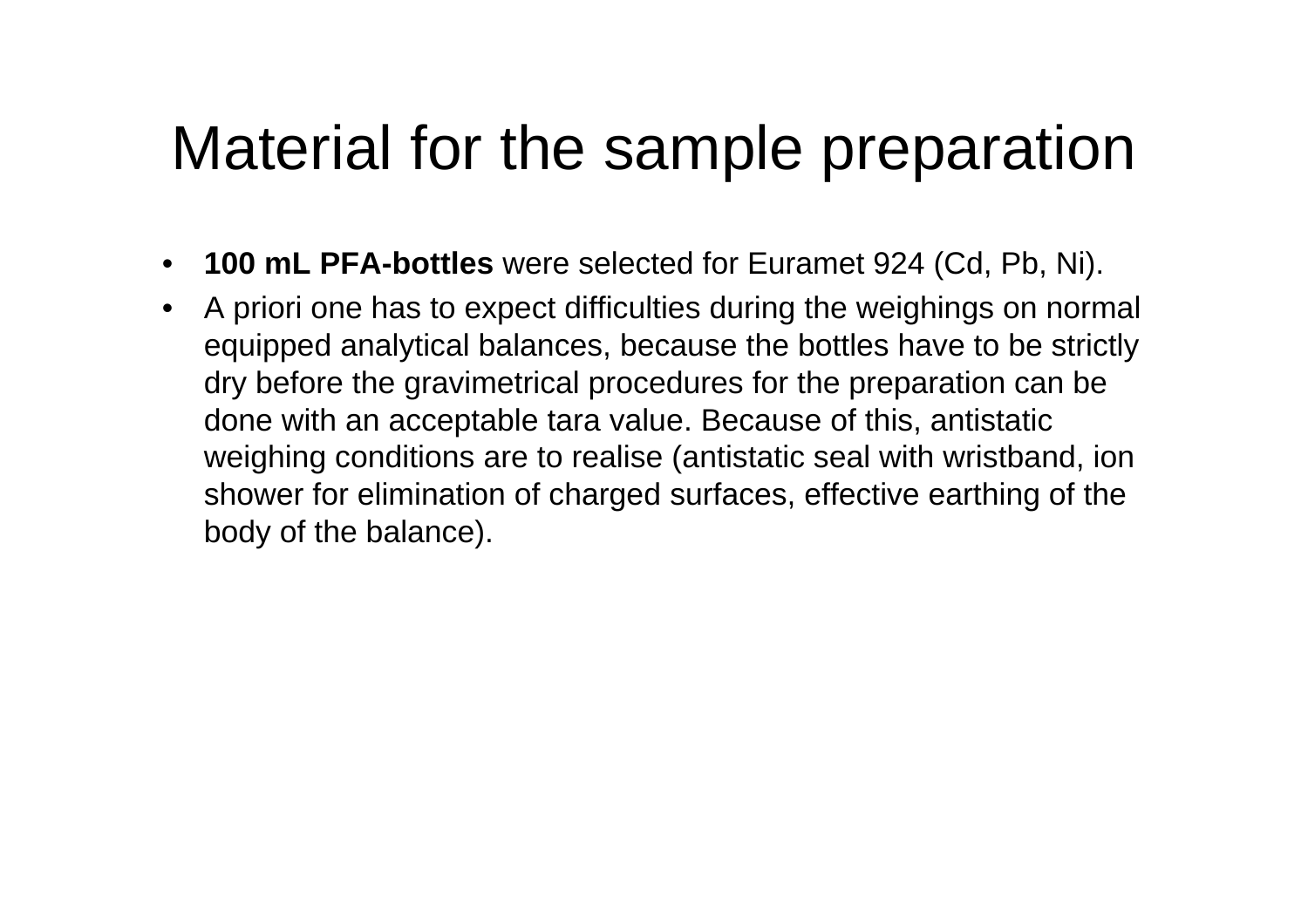# Material for the sample preparation

- **100 mL PFA-bottles** were selected for Euramet 924 (Cd, Pb, Ni).
- A priori one has to expect difficulties during the weighings on normal equipped analytical balances, because the bottles have to be strictly dry before the gravimetrical procedures for the preparation can be done with an acceptable tara value. Because of this, antistatic weighing conditions are to realise (antistatic seal with wristband, ion shower for elimination of charged surfaces, effective earthing of the body of the balance).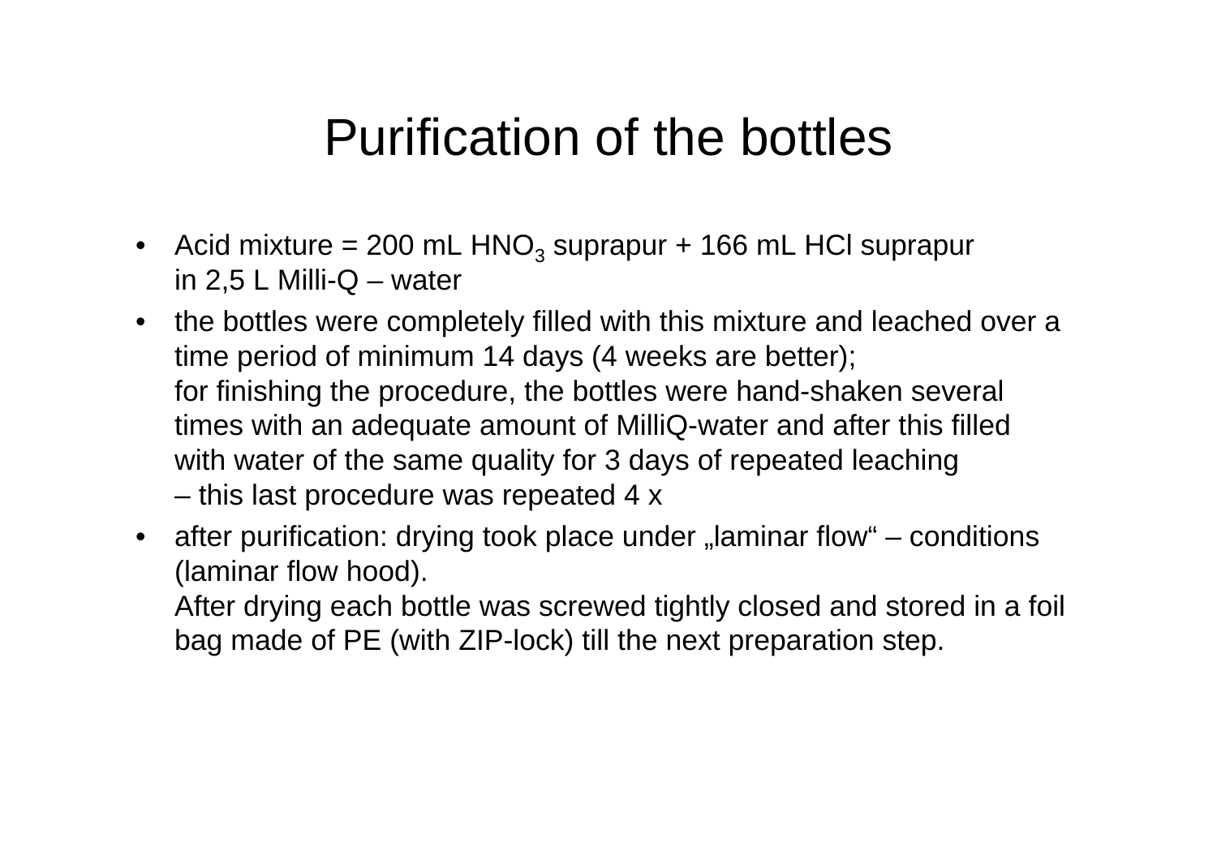# Purification of the bottles

- Acid mixture = 200 mL $HNO_3$ suprapur + 166 mL HCl suprapur in 2,5 L Milli-Q – water
- the bottles were completely filled with this mixture and leached over a time period of minimum 14 days (4 weeks are better); for finishing the procedure, the bottles were hand-shaken several times with an adequate amount of MilliQ-water and after this filled with water of the same quality for 3 days of repeated leaching – this last procedure was repeated 4 x
- after purification: drying took place under „laminar flow" – conditions (laminar flow hood). After drying each bottle was screwed tightly closed and stored in a foil bag made of PE (with ZIP-lock) till the next preparation step.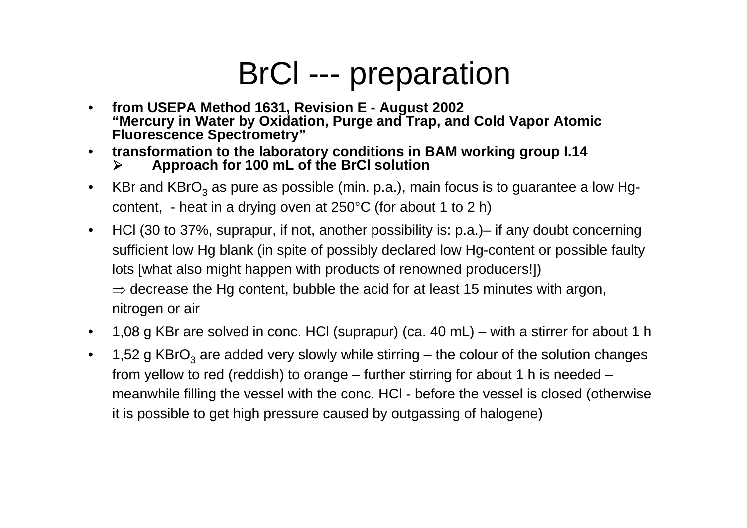# BrCl --- preparation

- **from USEPA Method 1631, Revision E - August 2002 "Mercury in Water by Oxidation, Purge and Trap, and Cold Vapor Atomic Fluorescence Spectrometry"**
- **transformation to the laboratory conditions in BAM working group I.14**
  - **Approach for 100 mL of the BrCl solution**
- KBr and $KBrO_3$ as pure as possible (min. p.a.), main focus is to guarantee a low Hg-content, - heat in a drying oven at 250°C (for about 1 to 2 h)
- HCl (30 to 37%, suprapur, if not, another possibility is: p.a.)– if any doubt concerning sufficient low Hg blank (in spite of possibly declared low Hg-content or possible faulty lots [what also might happen with products of renowned producers!])
  $\Rightarrow$ decrease the Hg content, bubble the acid for at least 15 minutes with argon, nitrogen or air
- 1,08 g KBr are solved in conc. HCl (suprapur) (ca. 40 mL) – with a stirrer for about 1 h
- 1,52 g $KBrO_3$ are added very slowly while stirring – the colour of the solution changes from yellow to red (reddish) to orange – further stirring for about 1 h is needed – meanwhile filling the vessel with the conc. HCl - before the vessel is closed (otherwise it is possible to get high pressure caused by outgassing of halogene)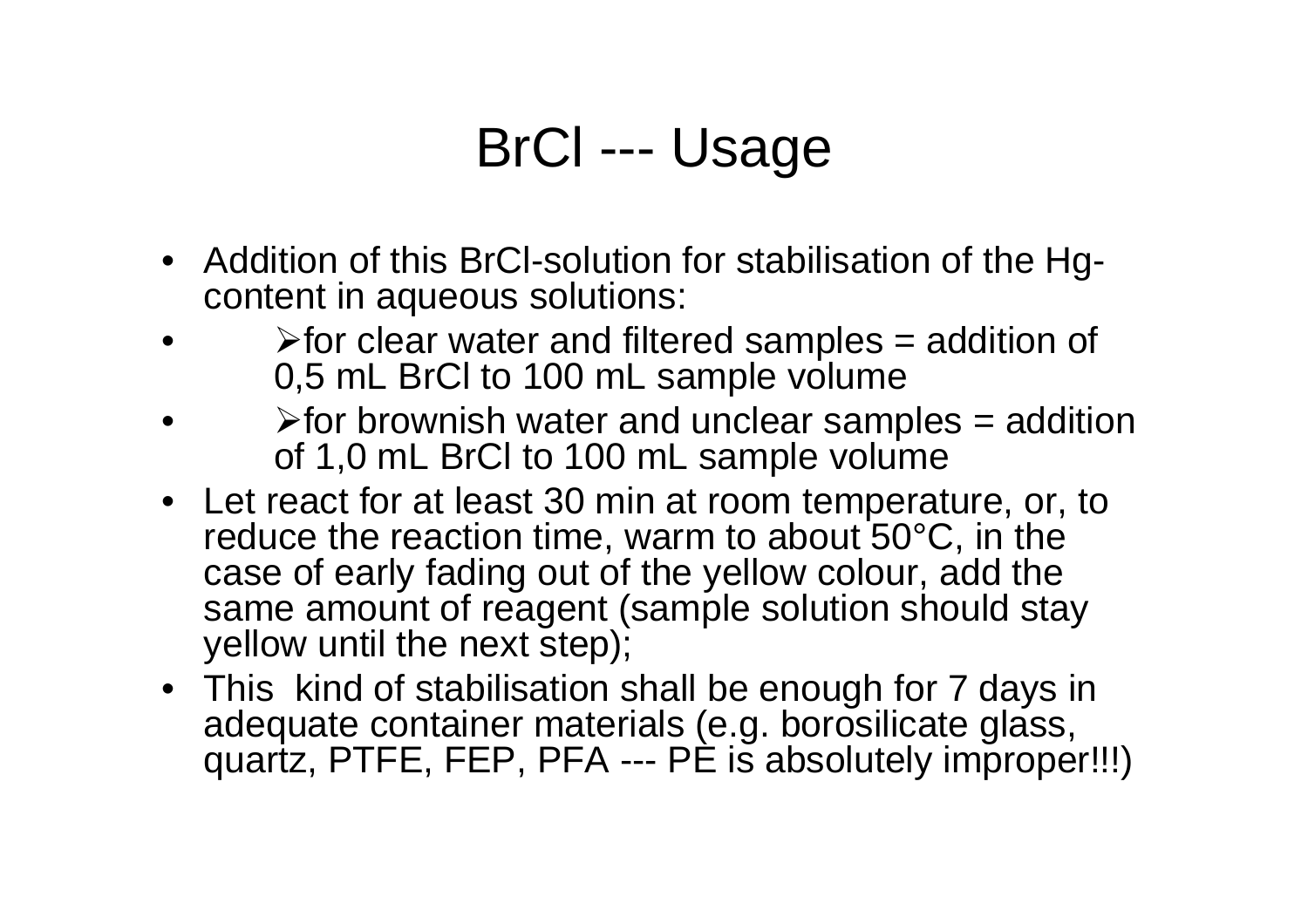# BrCl --- Usage

- Addition of this BrCl-solution for stabilisation of the Hg-content in aqueous solutions:
  - for clear water and filtered samples = addition of 0,5 mL BrCl to 100 mL sample volume
  - for brownish water and unclear samples = addition of 1,0 mL BrCl to 100 mL sample volume
- Let react for at least 30 min at room temperature, or, to reduce the reaction time, warm to about 50°C, in the case of early fading out of the yellow colour, add the same amount of reagent (sample solution should stay yellow until the next step);
- This kind of stabilisation shall be enough for 7 days in adequate container materials (e.g. borosilicate glass, quartz, PTFE, FEP, PFA --- PE is absolutely improper!!!)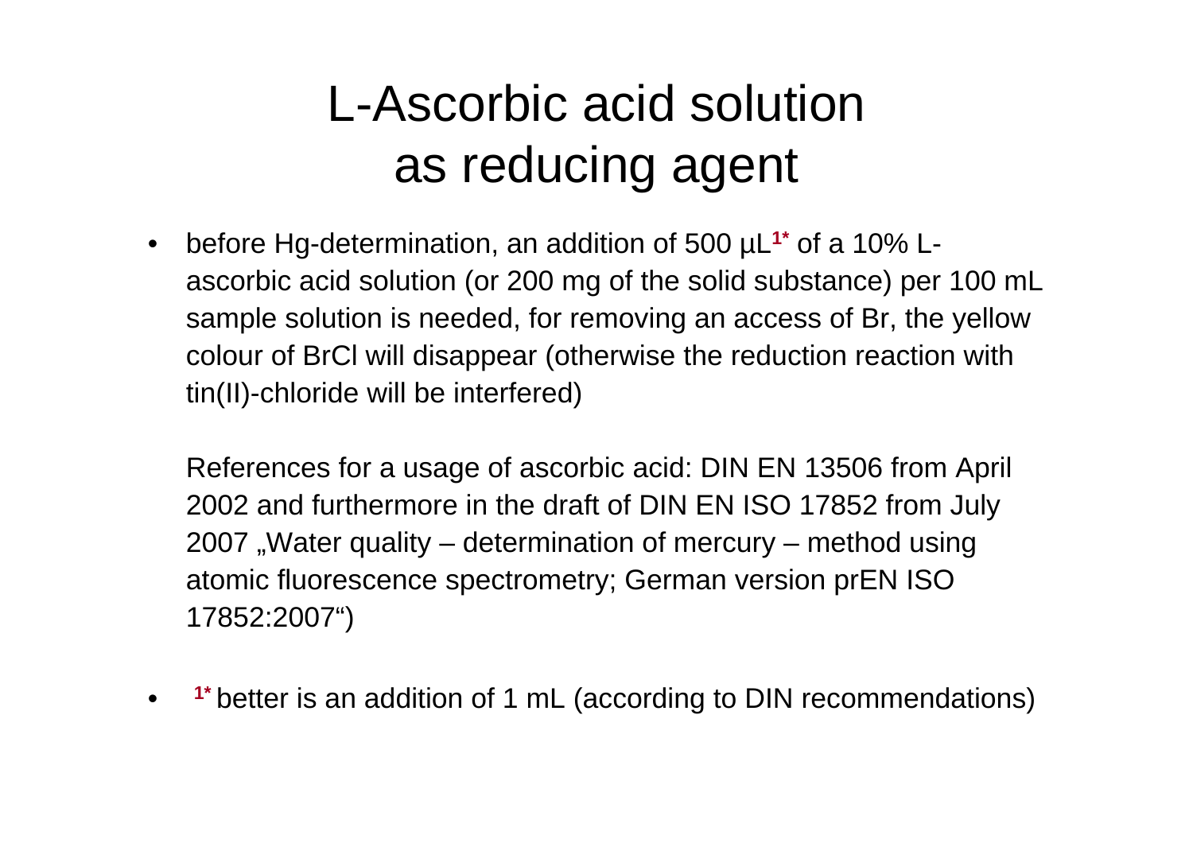# L-Ascorbic acid solution as reducing agent

- before Hg-determination, an addition of 500 µL[1*] of a 10% L-ascorbic acid solution (or 200 mg of the solid substance) per 100 mL sample solution is needed, for removing an access of Br, the yellow colour of BrCl will disappear (otherwise the reduction reaction with tin(II)-chloride will be interfered)

  References for a usage of ascorbic acid: DIN EN 13506 from April 2002 and furthermore in the draft of DIN EN ISO 17852 from July 2007 „Water quality – determination of mercury – method using atomic fluorescence spectrometry; German version prEN ISO 17852:2007")

- [1*] better is an addition of 1 mL (according to DIN recommendations)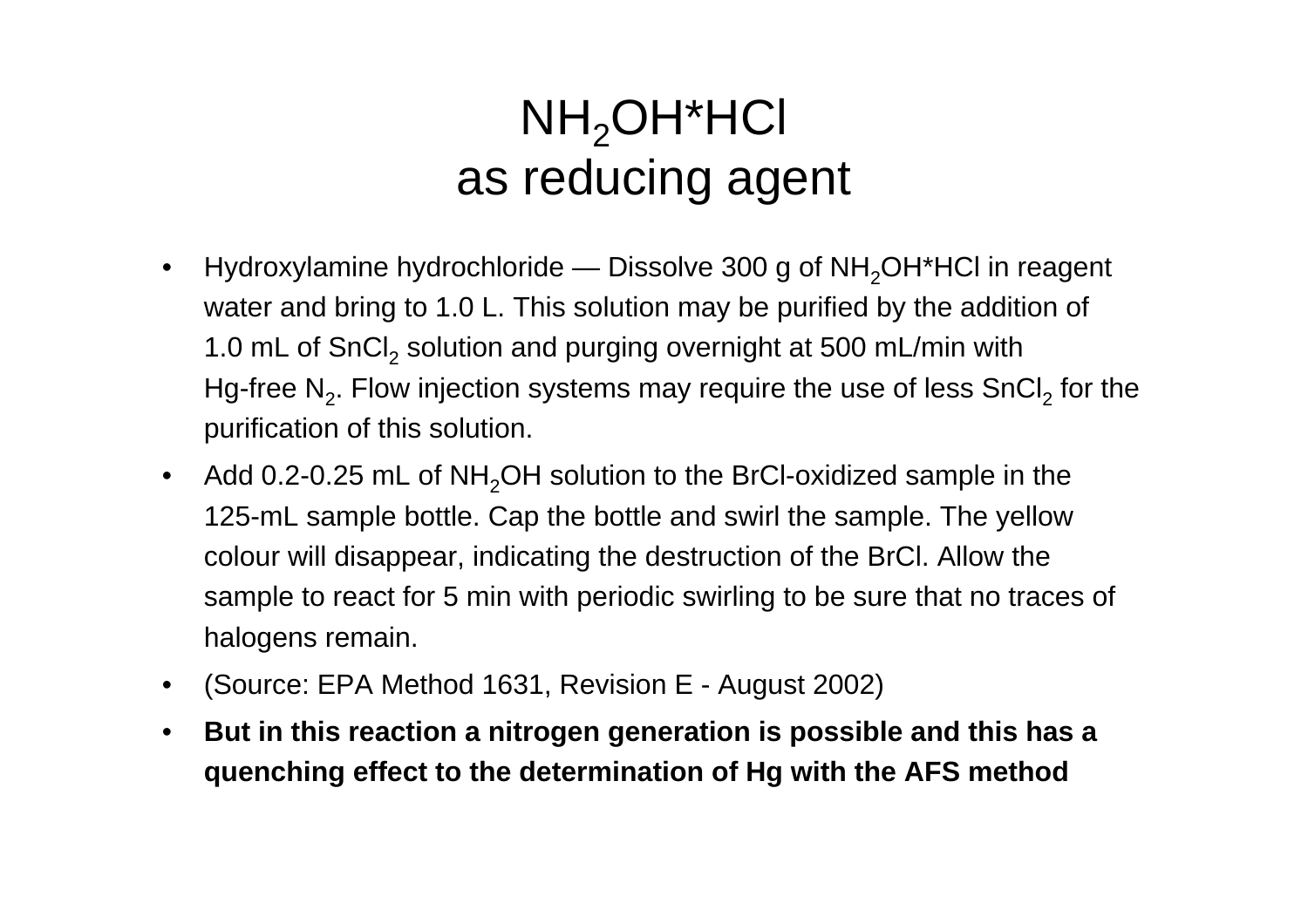# $NH_2OH$*HCl as reducing agent

- Hydroxylamine hydrochloride — Dissolve 300 g of $NH_2OH$*HCl in reagent water and bring to 1.0 L. This solution may be purified by the addition of 1.0 mL of $SnCl_2$ solution and purging overnight at 500 mL/min with Hg-free $N_2$. Flow injection systems may require the use of less $SnCl_2$ for the purification of this solution.
- Add 0.2-0.25 mL of $NH_2OH$ solution to the BrCl-oxidized sample in the 125-mL sample bottle. Cap the bottle and swirl the sample. The yellow colour will disappear, indicating the destruction of the BrCl. Allow the sample to react for 5 min with periodic swirling to be sure that no traces of halogens remain.
- (Source: EPA Method 1631, Revision E - August 2002)
- **But in this reaction a nitrogen generation is possible and this has a quenching effect to the determination of Hg with the AFS method**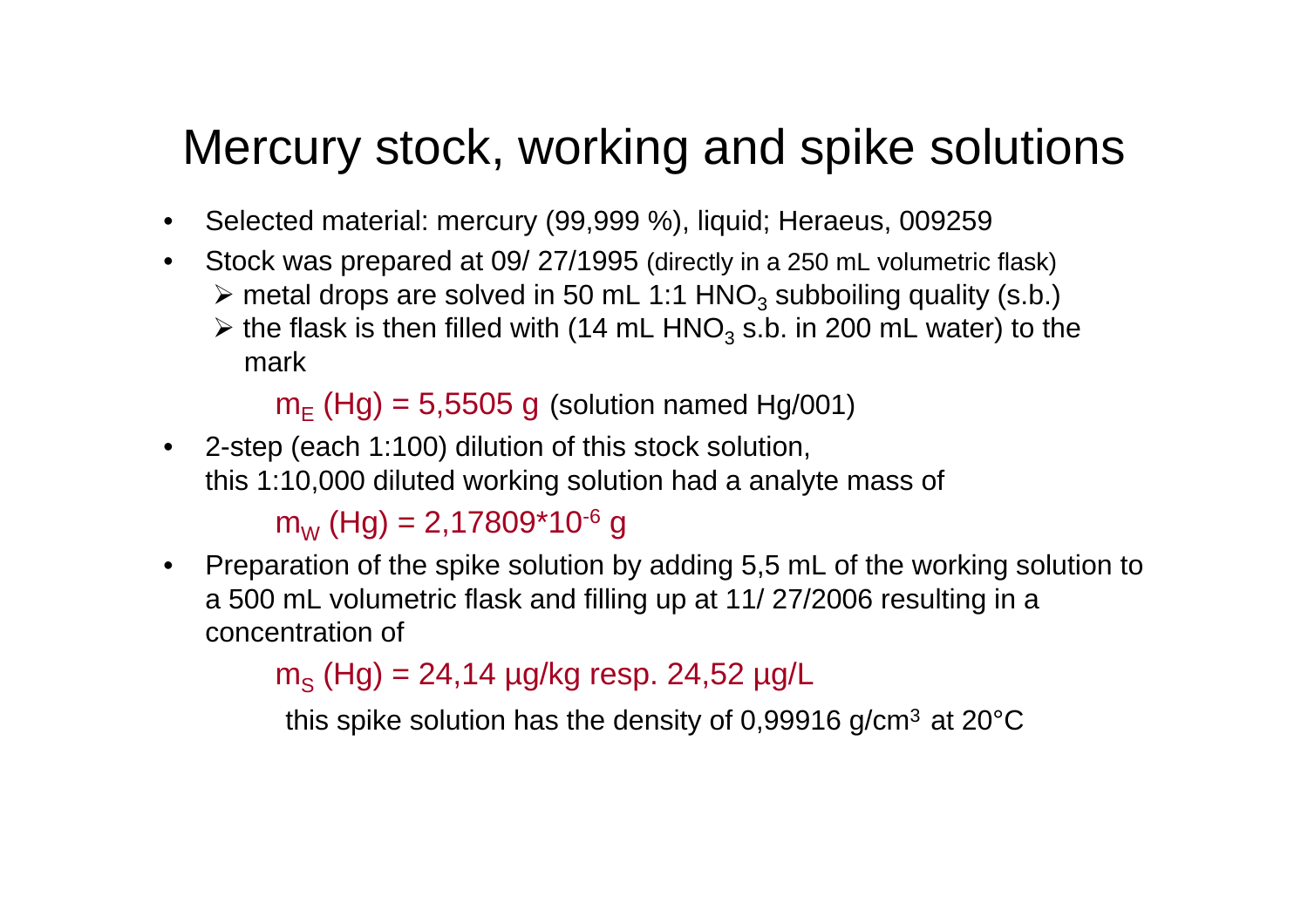# Mercury stock, working and spike solutions

- Selected material: mercury (99,999 %), liquid; Heraeus, 009259
- Stock was prepared at 09/ 27/1995 (directly in a 250 mL volumetric flask)
  - metal drops are solved in 50 mL 1:1 $HNO_3$ subboiling quality (s.b.)
  - the flask is then filled with (14 mL $HNO_3$ s.b. in 200 mL water) to the mark

  $m_E$ (Hg) = 5,5505 g (solution named Hg/001)

- 2-step (each 1:100) dilution of this stock solution, this 1:10,000 diluted working solution had a analyte mass of

  $m_W$ (Hg) = 2,17809*$10^{-6}$ g

- Preparation of the spike solution by adding 5,5 mL of the working solution to a 500 mL volumetric flask and filling up at 11/ 27/2006 resulting in a concentration of

  $m_S$ (Hg) = 24,14 µg/kg resp. 24,52 µg/L

  this spike solution has the density of 0,99916 g/$cm^3$ at 20°C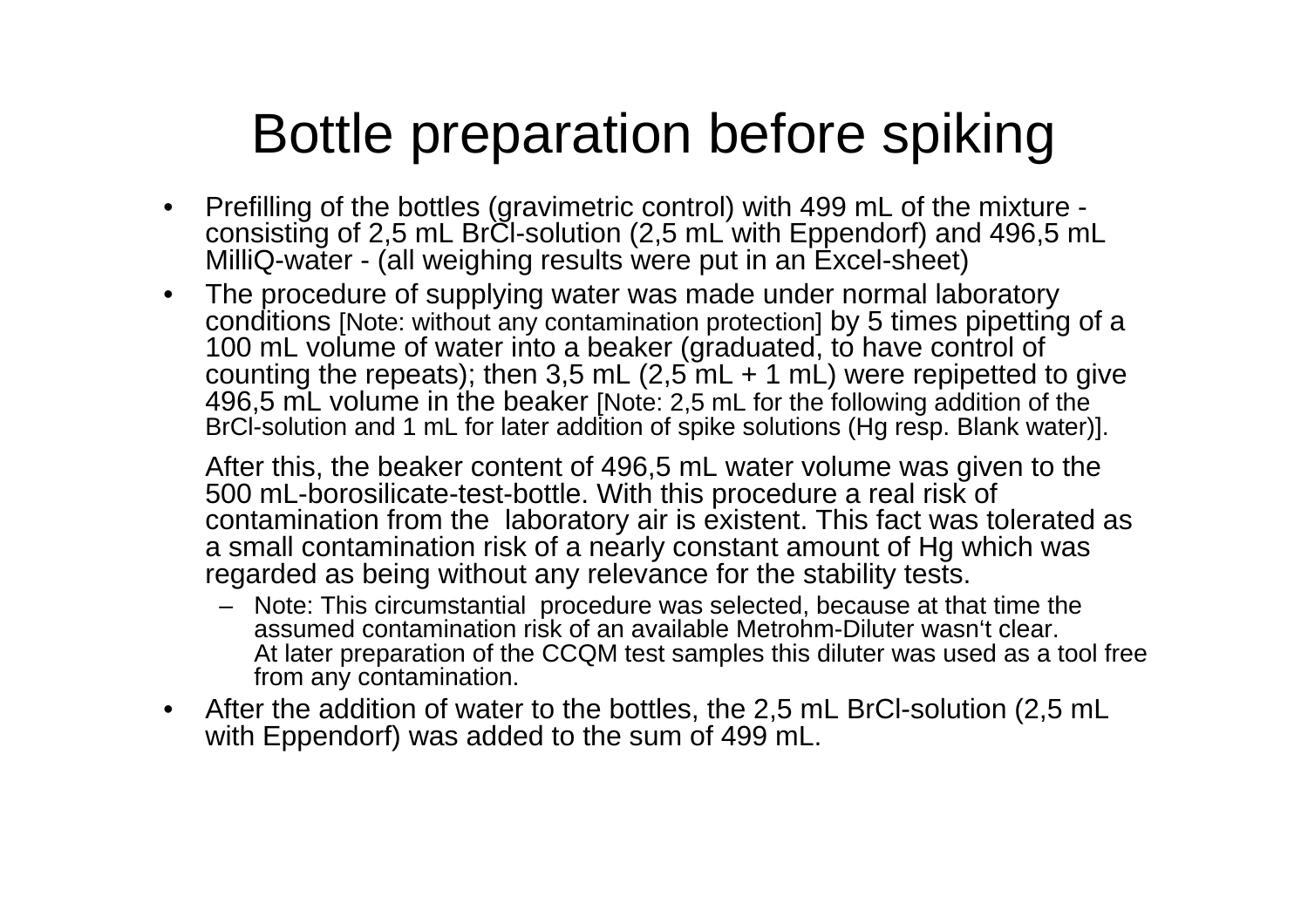# Bottle preparation before spiking

- Prefilling of the bottles (gravimetric control) with 499 mL of the mixture - consisting of 2,5 mL BrCl-solution (2,5 mL with Eppendorf) and 496,5 mL MilliQ-water - (all weighing results were put in an Excel-sheet)
- The procedure of supplying water was made under normal laboratory conditions [Note: without any contamination protection] by 5 times pipetting of a 100 mL volume of water into a beaker (graduated, to have control of counting the repeats); then 3,5 mL (2,5 mL + 1 mL) were repipetted to give 496,5 mL volume in the beaker [Note: 2,5 mL for the following addition of the BrCl-solution and 1 mL for later addition of spike solutions (Hg resp. Blank water)].

  After this, the beaker content of 496,5 mL water volume was given to the 500 mL-borosilicate-test-bottle. With this procedure a real risk of contamination from the laboratory air is existent. This fact was tolerated as a small contamination risk of a nearly constant amount of Hg which was regarded as being without any relevance for the stability tests.

  - Note: This circumstantial procedure was selected, because at that time the assumed contamination risk of an available Metrohm-Diluter wasn‘t clear. At later preparation of the CCQM test samples this diluter was used as a tool free from any contamination.
- After the addition of water to the bottles, the 2,5 mL BrCl-solution (2,5 mL with Eppendorf) was added to the sum of 499 mL.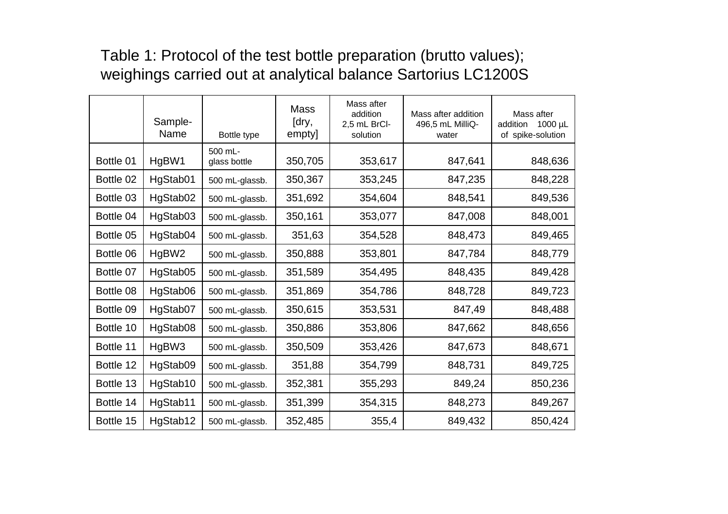Table 1: Protocol of the test bottle preparation (brutto values); weighings carried out at analytical balance Sartorius LC1200S

| | Sample-Name | Bottle type | Mass [dry, empty] | Mass after addition 2,5 mL BrCl-solution | Mass after addition 496,5 mL MilliQ-water | Mass after addition 1000 µL of spike-solution |
|---|---|---|---|---|---|---|
| Bottle 01 | HgBW1 | 500 mL-glass bottle | 350,705 | 353,617 | 847,641 | 848,636 |
| Bottle 02 | HgStab01 | 500 mL-glassb. | 350,367 | 353,245 | 847,235 | 848,228 |
| Bottle 03 | HgStab02 | 500 mL-glassb. | 351,692 | 354,604 | 848,541 | 849,536 |
| Bottle 04 | HgStab03 | 500 mL-glassb. | 350,161 | 353,077 | 847,008 | 848,001 |
| Bottle 05 | HgStab04 | 500 mL-glassb. | 351,63 | 354,528 | 848,473 | 849,465 |
| Bottle 06 | HgBW2 | 500 mL-glassb. | 350,888 | 353,801 | 847,784 | 848,779 |
| Bottle 07 | HgStab05 | 500 mL-glassb. | 351,589 | 354,495 | 848,435 | 849,428 |
| Bottle 08 | HgStab06 | 500 mL-glassb. | 351,869 | 354,786 | 848,728 | 849,723 |
| Bottle 09 | HgStab07 | 500 mL-glassb. | 350,615 | 353,531 | 847,49 | 848,488 |
| Bottle 10 | HgStab08 | 500 mL-glassb. | 350,886 | 353,806 | 847,662 | 848,656 |
| Bottle 11 | HgBW3 | 500 mL-glassb. | 350,509 | 353,426 | 847,673 | 848,671 |
| Bottle 12 | HgStab09 | 500 mL-glassb. | 351,88 | 354,799 | 848,731 | 849,725 |
| Bottle 13 | HgStab10 | 500 mL-glassb. | 352,381 | 355,293 | 849,24 | 850,236 |
| Bottle 14 | HgStab11 | 500 mL-glassb. | 351,399 | 354,315 | 848,273 | 849,267 |
| Bottle 15 | HgStab12 | 500 mL-glassb. | 352,485 | 355,4 | 849,432 | 850,424 |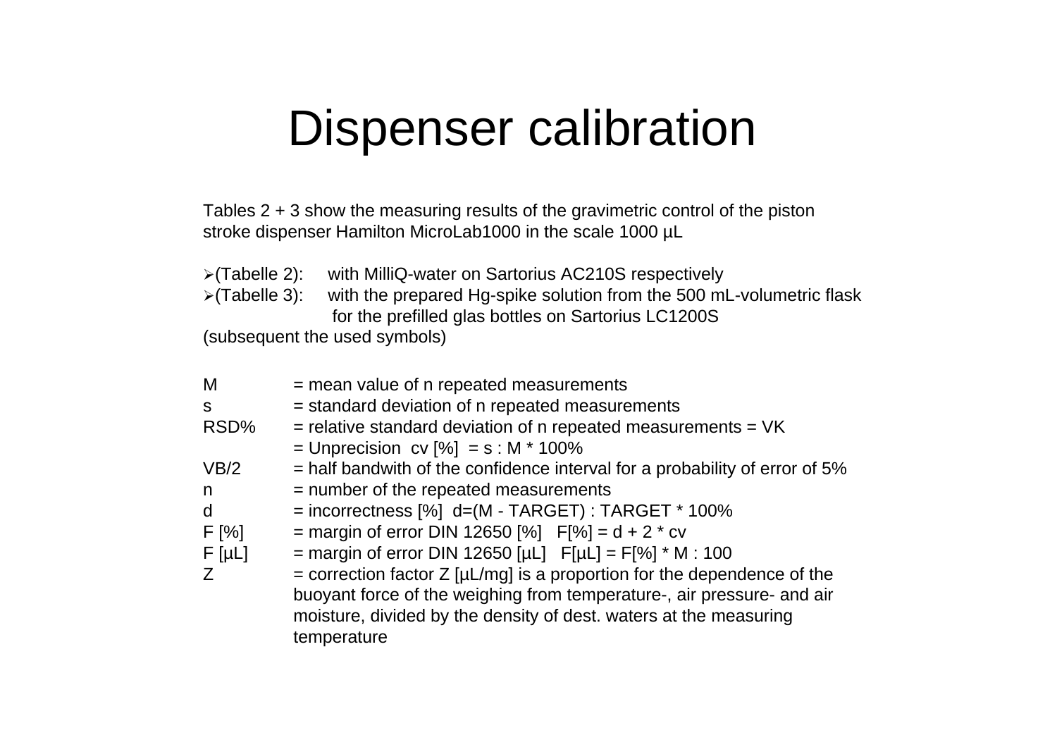# Dispenser calibration

Tables 2 + 3 show the measuring results of the gravimetric control of the piston stroke dispenser Hamilton MicroLab1000 in the scale 1000 µL

- (Tabelle 2): with MilliQ-water on Sartorius AC210S respectively
- (Tabelle 3): with the prepared Hg-spike solution from the 500 mL-volumetric flask for the prefilled glas bottles on Sartorius LC1200S

(subsequent the used symbols)

M = mean value of n repeated measurements

s = standard deviation of n repeated measurements

RSD% = relative standard deviation of n repeated measurements = VK
= Unprecision cv [%] = s : M * 100%

VB/2 = half bandwith of the confidence interval for a probability of error of 5%

n = number of the repeated measurements

d = incorrectness [%] d=(M - TARGET) : TARGET * 100%

F [%] = margin of error DIN 12650 [%] F[%] = d + 2 * cv

F [µL] = margin of error DIN 12650 [µL] F[µL] = F[%] * M : 100

Z = correction factor Z [µL/mg] is a proportion for the dependence of the buoyant force of the weighing from temperature-, air pressure- and air moisture, divided by the density of dest. waters at the measuring temperature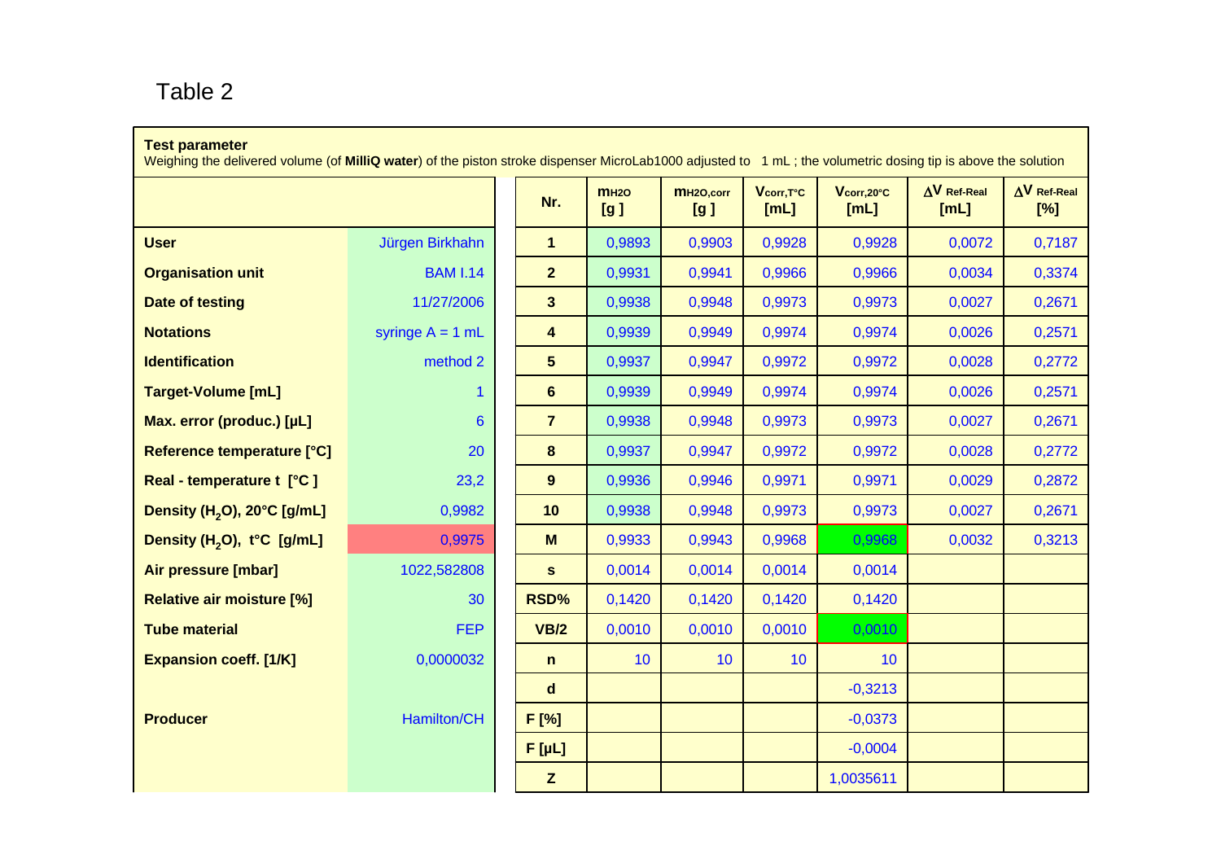Table 2

**Test parameter**
Weighing the delivered volume (of **MilliQ water**) of the piston stroke dispenser MicroLab1000 adjusted to 1 mL ; the volumetric dosing tip is above the solution

| | | Nr. | $m_{H2O}$ [g ] | $m_{H2O,corr}$ [g ] | $V_{corr,T°C}$ [mL] | $V_{corr,20°C}$ [mL] | $\Delta V$ Ref-Real [mL] | $\Delta V$ Ref-Real [%] |
|---|---|---|---|---|---|---|---|---|
| **User** | Jürgen Birkhahn | **1** | 0,9893 | 0,9903 | 0,9928 | 0,9928 | 0,0072 | 0,7187 |
| **Organisation unit** | BAM I.14 | **2** | 0,9931 | 0,9941 | 0,9966 | 0,9966 | 0,0034 | 0,3374 |
| **Date of testing** | 11/27/2006 | **3** | 0,9938 | 0,9948 | 0,9973 | 0,9973 | 0,0027 | 0,2671 |
| **Notations** | syringe A = 1 mL | **4** | 0,9939 | 0,9949 | 0,9974 | 0,9974 | 0,0026 | 0,2571 |
| **Identification** | method 2 | **5** | 0,9937 | 0,9947 | 0,9972 | 0,9972 | 0,0028 | 0,2772 |
| **Target-Volume [mL]** | 1 | **6** | 0,9939 | 0,9949 | 0,9974 | 0,9974 | 0,0026 | 0,2571 |
| **Max. error (produc.) [µL]** | 6 | **7** | 0,9938 | 0,9948 | 0,9973 | 0,9973 | 0,0027 | 0,2671 |
| **Reference temperature [°C]** | 20 | **8** | 0,9937 | 0,9947 | 0,9972 | 0,9972 | 0,0028 | 0,2772 |
| **Real - temperature t [°C ]** | 23,2 | **9** | 0,9936 | 0,9946 | 0,9971 | 0,9971 | 0,0029 | 0,2872 |
| **Density ($H_2O$), 20°C [g/mL]** | 0,9982 | **10** | 0,9938 | 0,9948 | 0,9973 | 0,9973 | 0,0027 | 0,2671 |
| **Density ($H_2O$), t°C [g/mL]** | 0,9975 | **M** | 0,9933 | 0,9943 | 0,9968 | 0,9968 | 0,0032 | 0,3213 |
| **Air pressure [mbar]** | 1022,582808 | **s** | 0,0014 | 0,0014 | 0,0014 | 0,0014 | | |
| **Relative air moisture [%]** | 30 | **RSD%** | 0,1420 | 0,1420 | 0,1420 | 0,1420 | | |
| **Tube material** | FEP | **VB/2** | 0,0010 | 0,0010 | 0,0010 | 0,0010 | | |
| **Expansion coeff. [1/K]** | 0,0000032 | **n** | 10 | 10 | 10 | 10 | | |
| | | **d** | | | | -0,3213 | | |
| **Producer** | Hamilton/CH | **F [%]** | | | | -0,0373 | | |
| | | **F [µL]** | | | | -0,0004 | | |
| | | **Z** | | | | 1,0035611 | | |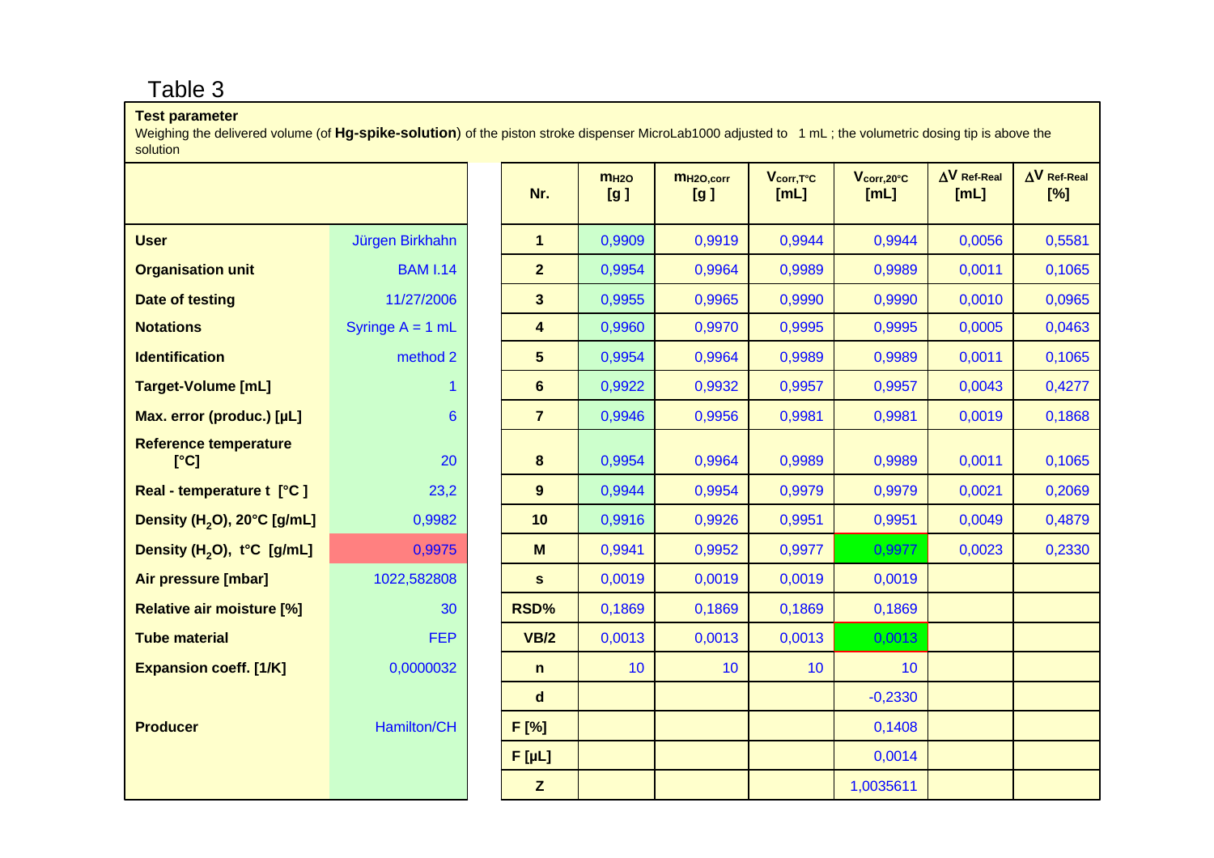# Table 3

**Test parameter**

Weighing the delivered volume (of **Hg-spike-solution**) of the piston stroke dispenser MicroLab1000 adjusted to 1 mL ; the volumetric dosing tip is above the solution

| | |
|---|---|
| **User** | Jürgen Birkhahn |
| **Organisation unit** | BAM I.14 |
| **Date of testing** | 11/27/2006 |
| **Notations** | Syringe A = 1 mL |
| **Identification** | method 2 |
| **Target-Volume [mL]** | 1 |
| **Max. error (produc.) [µL]** | 6 |
| **Reference temperature [°C]** | 20 |
| **Real - temperature t [°C ]** | 23,2 |
| **Density ($H_2O$), 20°C [g/mL]** | 0,9982 |
| **Density ($H_2O$), t°C [g/mL]** | 0,9975 |
| **Air pressure [mbar]** | 1022,582808 |
| **Relative air moisture [%]** | 30 |
| **Tube material** | FEP |
| **Expansion coeff. [1/K]** | 0,0000032 |
| **Producer** | Hamilton/CH |

| Nr. | $m_{H2O}$ [g ] | $m_{H2O,corr}$ [g ] | $V_{corr,T°C}$ [mL] | $V_{corr,20°C}$ [mL] | $\Delta V$ Ref-Real [mL] | $\Delta V$ Ref-Real [%] |
|---|---|---|---|---|---|---|
| **1** | 0,9909 | 0,9919 | 0,9944 | 0,9944 | 0,0056 | 0,5581 |
| **2** | 0,9954 | 0,9964 | 0,9989 | 0,9989 | 0,0011 | 0,1065 |
| **3** | 0,9955 | 0,9965 | 0,9990 | 0,9990 | 0,0010 | 0,0965 |
| **4** | 0,9960 | 0,9970 | 0,9995 | 0,9995 | 0,0005 | 0,0463 |
| **5** | 0,9954 | 0,9964 | 0,9989 | 0,9989 | 0,0011 | 0,1065 |
| **6** | 0,9922 | 0,9932 | 0,9957 | 0,9957 | 0,0043 | 0,4277 |
| **7** | 0,9946 | 0,9956 | 0,9981 | 0,9981 | 0,0019 | 0,1868 |
| **8** | 0,9954 | 0,9964 | 0,9989 | 0,9989 | 0,0011 | 0,1065 |
| **9** | 0,9944 | 0,9954 | 0,9979 | 0,9979 | 0,0021 | 0,2069 |
| **10** | 0,9916 | 0,9926 | 0,9951 | 0,9951 | 0,0049 | 0,4879 |
| **M** | 0,9941 | 0,9952 | 0,9977 | 0,9977 | 0,0023 | 0,2330 |
| **s** | 0,0019 | 0,0019 | 0,0019 | 0,0019 | | |
| **RSD%** | 0,1869 | 0,1869 | 0,1869 | 0,1869 | | |
| **VB/2** | 0,0013 | 0,0013 | 0,0013 | 0,0013 | | |
| **n** | 10 | 10 | 10 | 10 | | |
| **d** | | | | -0,2330 | | |
| **F [%]** | | | | 0,1408 | | |
| **F [µL]** | | | | 0,0014 | | |
| **Z** | | | | 1,0035611 | | |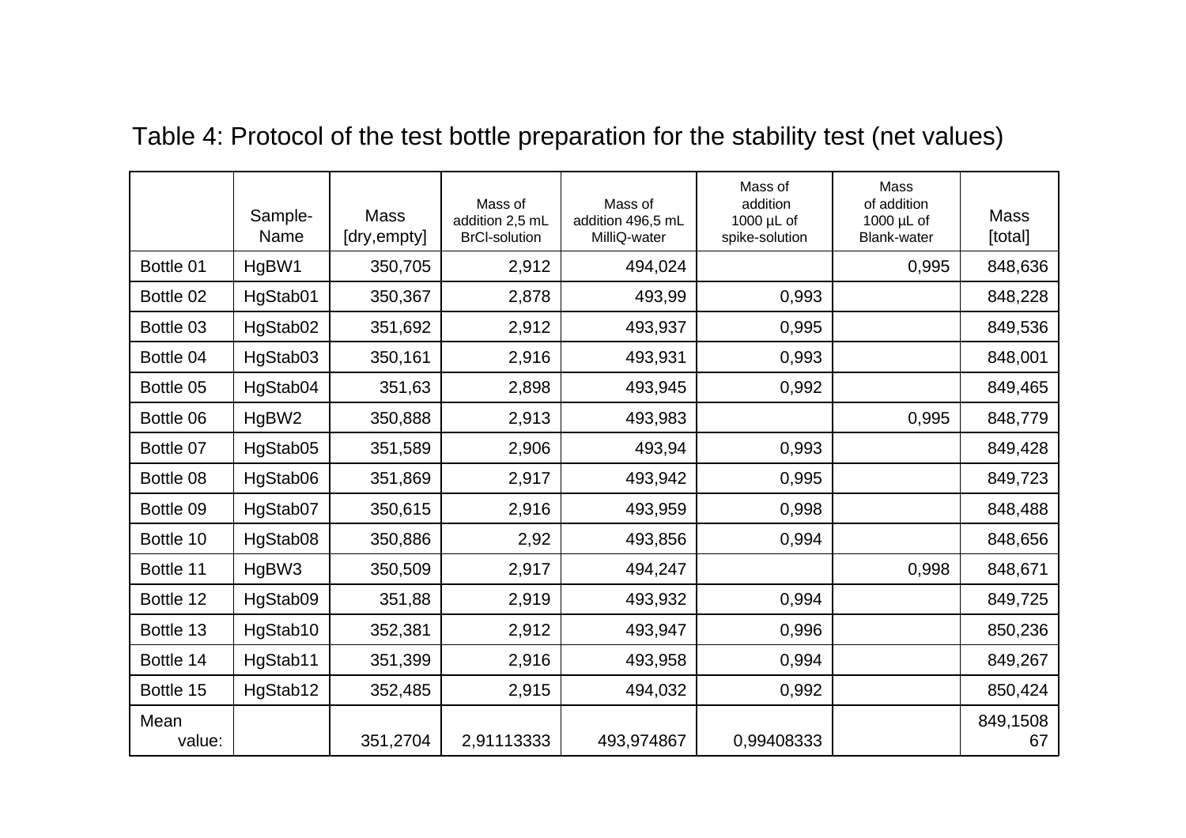Table 4: Protocol of the test bottle preparation for the stability test (net values)

| | Sample-Name | Mass [dry,empty] | Mass of addition 2,5 mL BrCl-solution | Mass of addition 496,5 mL MilliQ-water | Mass of addition 1000 µL of spike-solution | Mass of addition 1000 µL of Blank-water | Mass [total] |
|---|---|---|---|---|---|---|---|
| Bottle 01 | HgBW1 | 350,705 | 2,912 | 494,024 | | 0,995 | 848,636 |
| Bottle 02 | HgStab01 | 350,367 | 2,878 | 493,99 | 0,993 | | 848,228 |
| Bottle 03 | HgStab02 | 351,692 | 2,912 | 493,937 | 0,995 | | 849,536 |
| Bottle 04 | HgStab03 | 350,161 | 2,916 | 493,931 | 0,993 | | 848,001 |
| Bottle 05 | HgStab04 | 351,63 | 2,898 | 493,945 | 0,992 | | 849,465 |
| Bottle 06 | HgBW2 | 350,888 | 2,913 | 493,983 | | 0,995 | 848,779 |
| Bottle 07 | HgStab05 | 351,589 | 2,906 | 493,94 | 0,993 | | 849,428 |
| Bottle 08 | HgStab06 | 351,869 | 2,917 | 493,942 | 0,995 | | 849,723 |
| Bottle 09 | HgStab07 | 350,615 | 2,916 | 493,959 | 0,998 | | 848,488 |
| Bottle 10 | HgStab08 | 350,886 | 2,92 | 493,856 | 0,994 | | 848,656 |
| Bottle 11 | HgBW3 | 350,509 | 2,917 | 494,247 | | 0,998 | 848,671 |
| Bottle 12 | HgStab09 | 351,88 | 2,919 | 493,932 | 0,994 | | 849,725 |
| Bottle 13 | HgStab10 | 352,381 | 2,912 | 493,947 | 0,996 | | 850,236 |
| Bottle 14 | HgStab11 | 351,399 | 2,916 | 493,958 | 0,994 | | 849,267 |
| Bottle 15 | HgStab12 | 352,485 | 2,915 | 494,032 | 0,992 | | 850,424 |
| Mean value: | | 351,2704 | 2,91113333 | 493,974867 | 0,99408333 | | 849,150867 |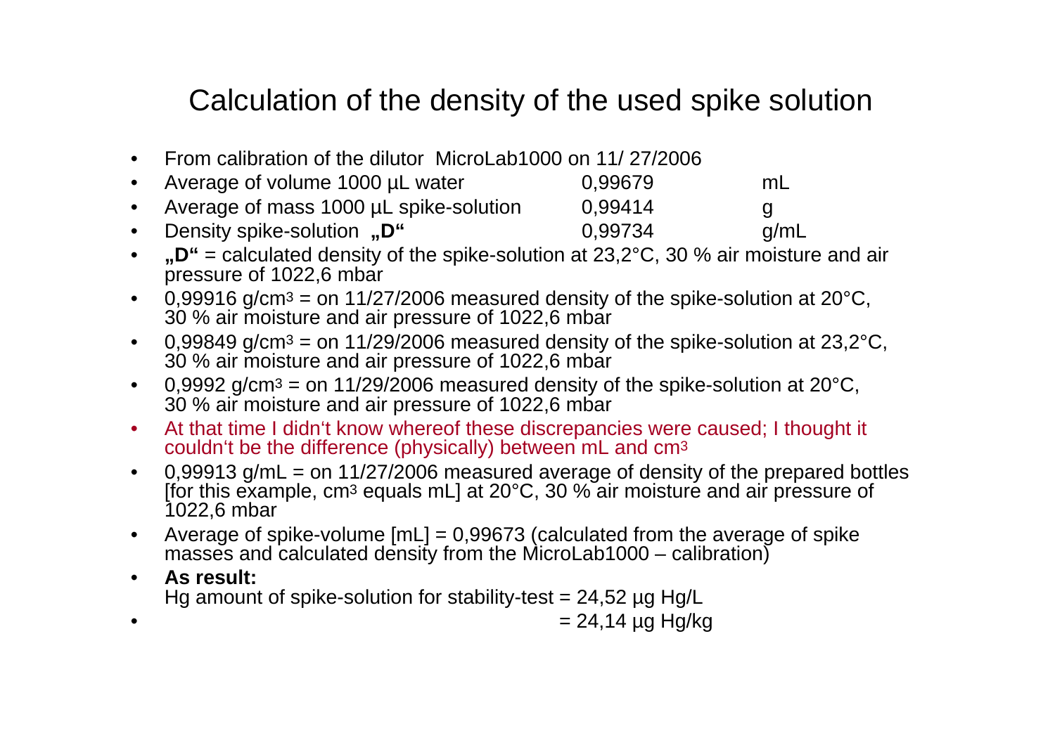# Calculation of the density of the used spike solution

- From calibration of the dilutor MicroLab1000 on 11/ 27/2006
- Average of volume 1000 µL water 0,99679 mL
- Average of mass 1000 µL spike-solution 0,99414 g
- Density spike-solution **„D“** 0,99734 g/mL
- **„D“** = calculated density of the spike-solution at 23,2°C, 30 % air moisture and air pressure of 1022,6 mbar
- 0,99916 g/cm$^3$ = on 11/27/2006 measured density of the spike-solution at 20°C, 30 % air moisture and air pressure of 1022,6 mbar
- 0,99849 g/cm$^3$ = on 11/29/2006 measured density of the spike-solution at 23,2°C, 30 % air moisture and air pressure of 1022,6 mbar
- 0,9992 g/cm$^3$ = on 11/29/2006 measured density of the spike-solution at 20°C, 30 % air moisture and air pressure of 1022,6 mbar
- At that time I didn‘t know whereof these discrepancies were caused; I thought it couldn‘t be the difference (physically) between mL and cm$^3$
- 0,99913 g/mL = on 11/27/2006 measured average of density of the prepared bottles [for this example, cm$^3$ equals mL] at 20°C, 30 % air moisture and air pressure of 1022,6 mbar
- Average of spike-volume [mL] = 0,99673 (calculated from the average of spike masses and calculated density from the MicroLab1000 – calibration)
- **As result:**
  Hg amount of spike-solution for stability-test = 24,52 µg Hg/L
- = 24,14 µg Hg/kg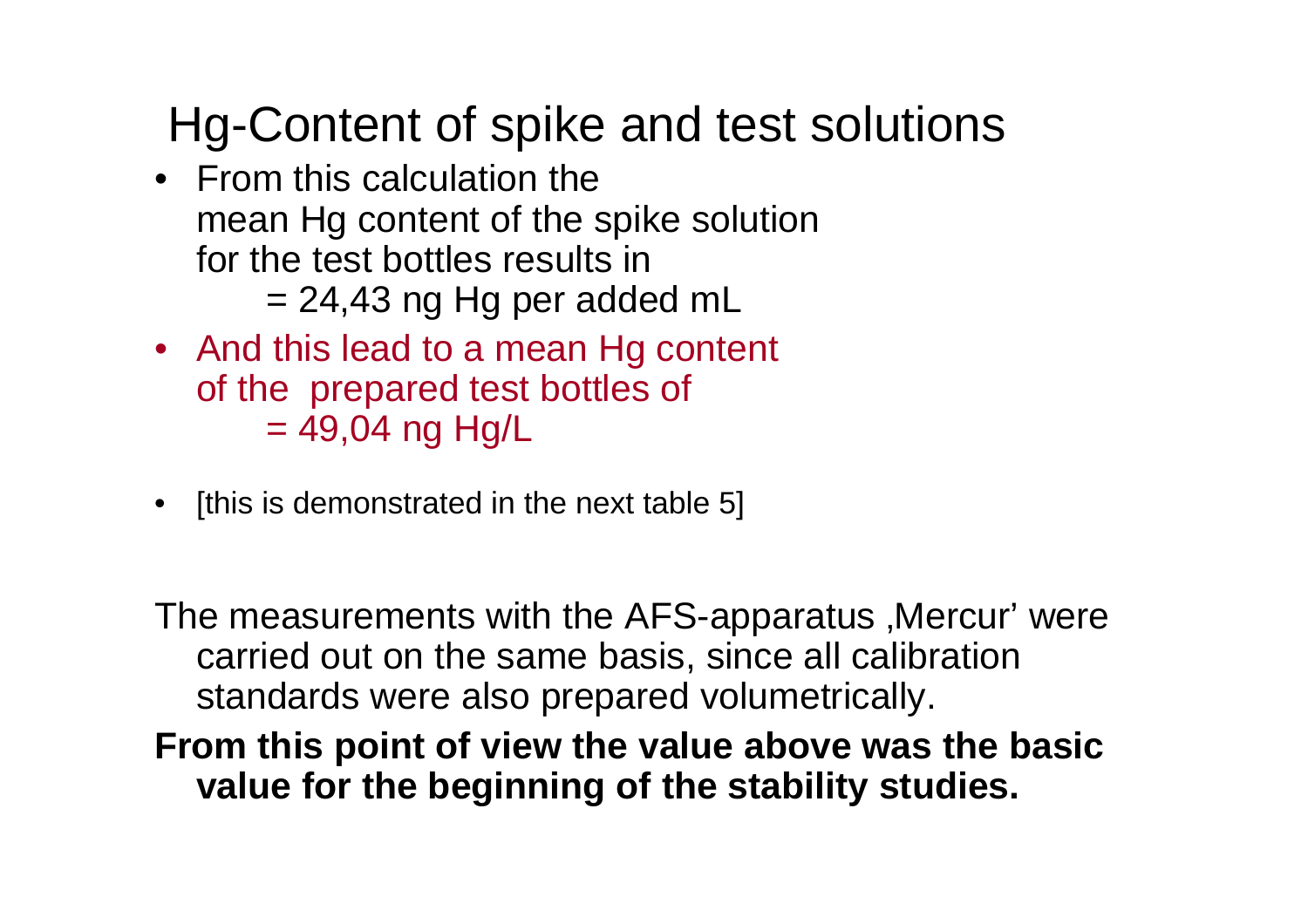# Hg-Content of spike and test solutions

- From this calculation the mean Hg content of the spike solution for the test bottles results in
  = 24,43 ng Hg per added mL
- And this lead to a mean Hg content of the prepared test bottles of
  = 49,04 ng Hg/L
- [this is demonstrated in the next table 5]

The measurements with the AFS-apparatus ‚Mercur' were carried out on the same basis, since all calibration standards were also prepared volumetrically.

**From this point of view the value above was the basic value for the beginning of the stability studies.**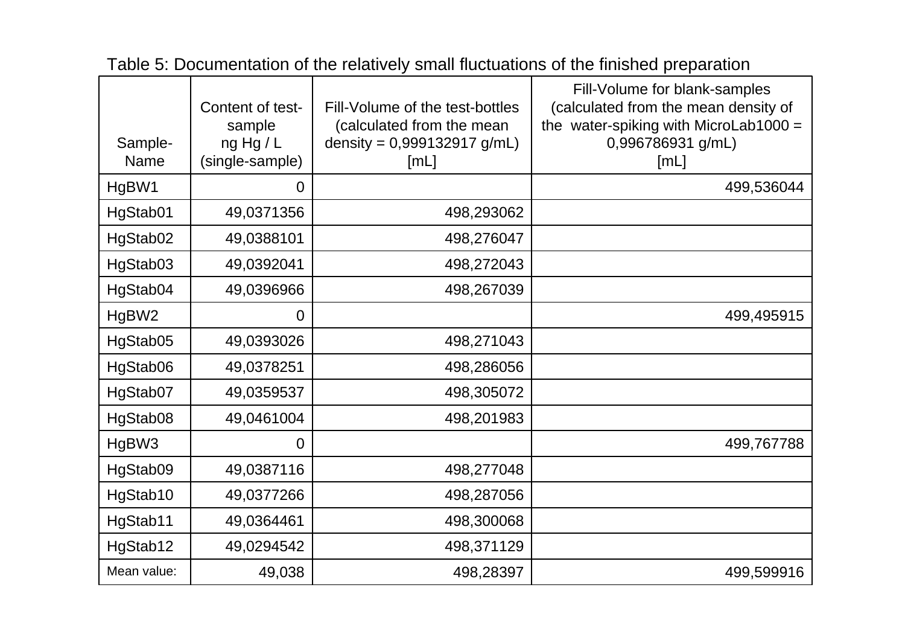Table 5: Documentation of the relatively small fluctuations of the finished preparation

| Sample-Name | Content of test-sample ng Hg / L (single-sample) | Fill-Volume of the test-bottles (calculated from the mean density = 0,999132917 g/mL) [mL] | Fill-Volume for blank-samples (calculated from the mean density of the water-spiking with MicroLab1000 = 0,996786931 g/mL) [mL] |
| --- | --- | --- | --- |
| HgBW1 | 0 | | 499,536044 |
| HgStab01 | 49,0371356 | 498,293062 | |
| HgStab02 | 49,0388101 | 498,276047 | |
| HgStab03 | 49,0392041 | 498,272043 | |
| HgStab04 | 49,0396966 | 498,267039 | |
| HgBW2 | 0 | | 499,495915 |
| HgStab05 | 49,0393026 | 498,271043 | |
| HgStab06 | 49,0378251 | 498,286056 | |
| HgStab07 | 49,0359537 | 498,305072 | |
| HgStab08 | 49,0461004 | 498,201983 | |
| HgBW3 | 0 | | 499,767788 |
| HgStab09 | 49,0387116 | 498,277048 | |
| HgStab10 | 49,0377266 | 498,287056 | |
| HgStab11 | 49,0364461 | 498,300068 | |
| HgStab12 | 49,0294542 | 498,371129 | |
| Mean value: | 49,038 | 498,28397 | 499,599916 |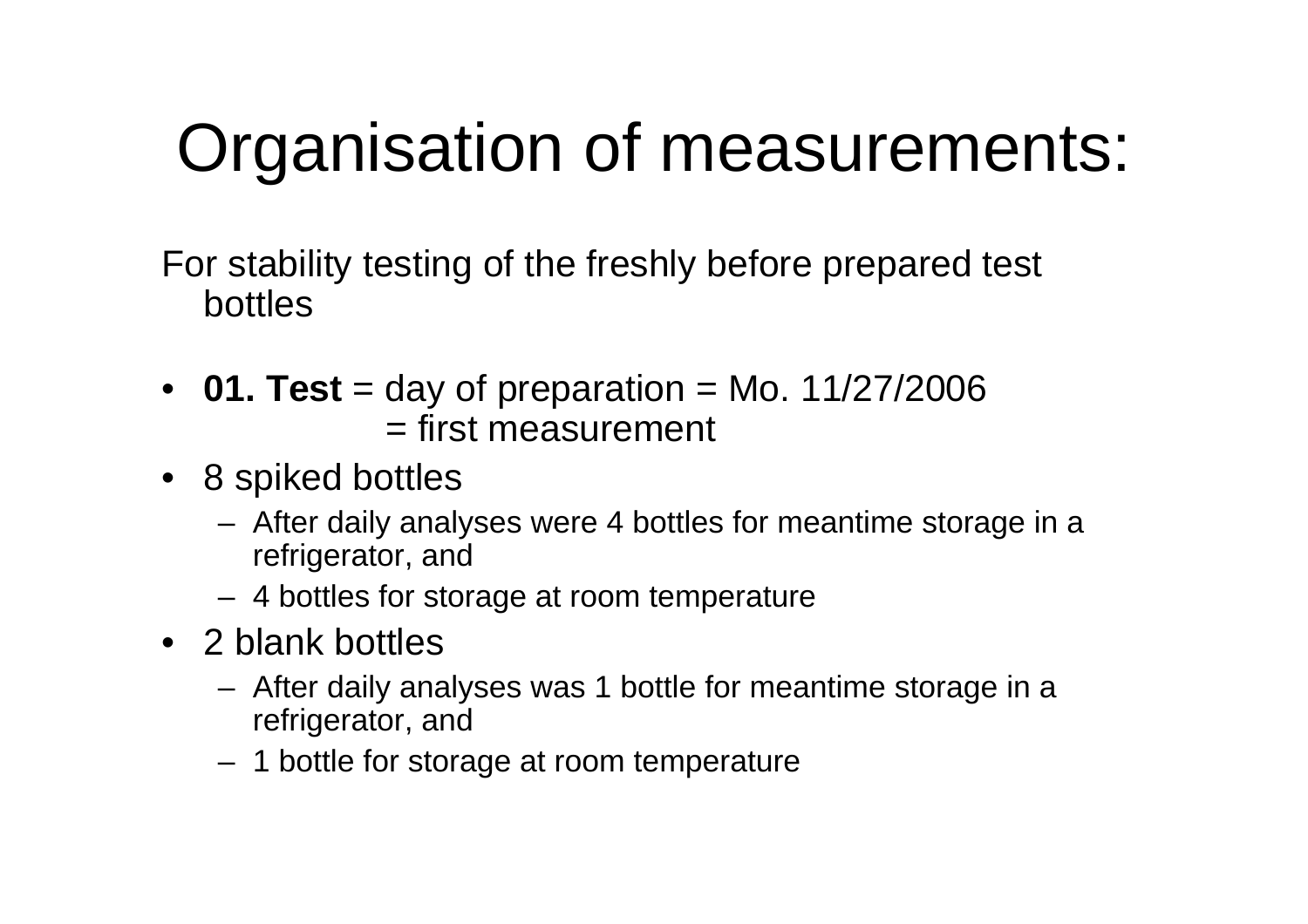# Organisation of measurements:

For stability testing of the freshly before prepared test bottles

- **01. Test** = day of preparation = Mo. 11/27/2006
  = first measurement
- 8 spiked bottles
  - After daily analyses were 4 bottles for meantime storage in a refrigerator, and
  - 4 bottles for storage at room temperature
- 2 blank bottles
  - After daily analyses was 1 bottle for meantime storage in a refrigerator, and
  - 1 bottle for storage at room temperature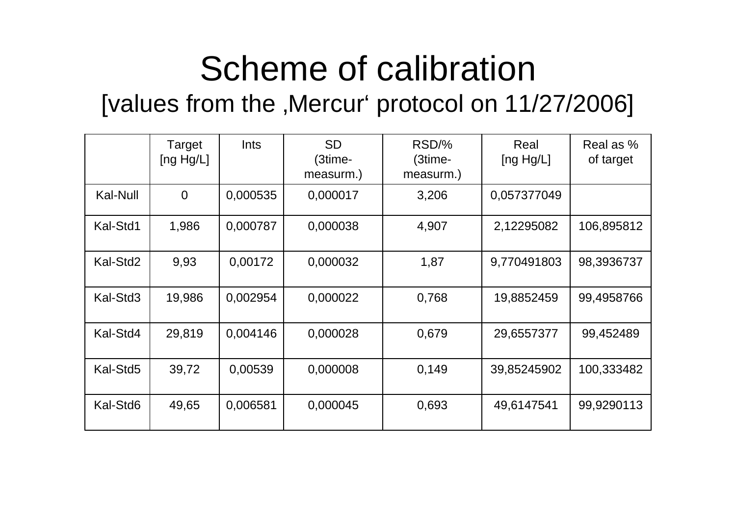# Scheme of calibration

## [values from the ‚Mercur' protocol on 11/27/2006]

| | Target [ng Hg/L] | Ints | SD (3time-measurm.) | RSD/% (3time-measurm.) | Real [ng Hg/L] | Real as % of target |
|---|---|---|---|---|---|---|
| Kal-Null | 0 | 0,000535 | 0,000017 | 3,206 | 0,057377049 | |
| Kal-Std1 | 1,986 | 0,000787 | 0,000038 | 4,907 | 2,12295082 | 106,895812 |
| Kal-Std2 | 9,93 | 0,00172 | 0,000032 | 1,87 | 9,770491803 | 98,3936737 |
| Kal-Std3 | 19,986 | 0,002954 | 0,000022 | 0,768 | 19,8852459 | 99,4958766 |
| Kal-Std4 | 29,819 | 0,004146 | 0,000028 | 0,679 | 29,6557377 | 99,452489 |
| Kal-Std5 | 39,72 | 0,00539 | 0,000008 | 0,149 | 39,85245902 | 100,333482 |
| Kal-Std6 | 49,65 | 0,006581 | 0,000045 | 0,693 | 49,6147541 | 99,9290113 |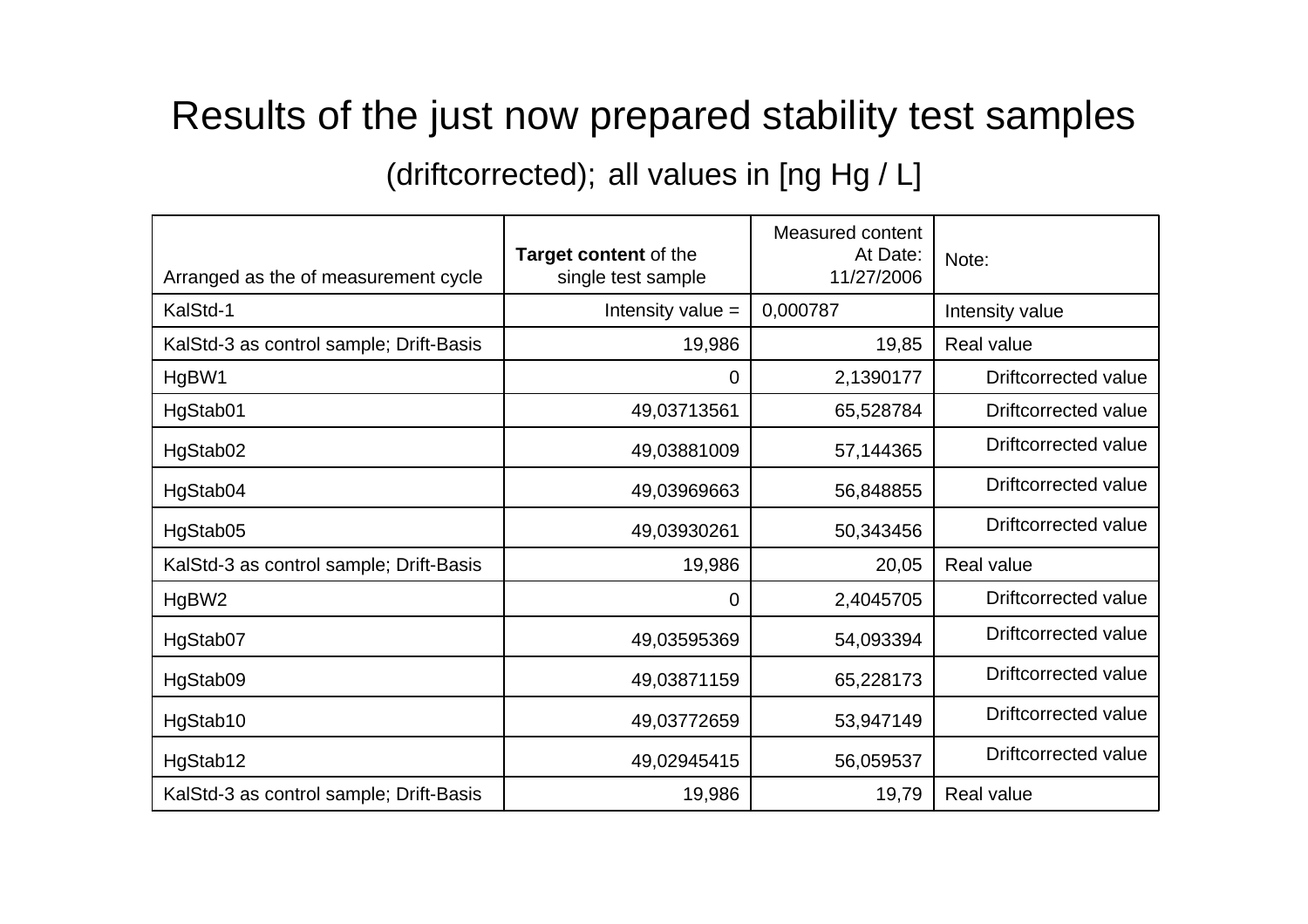# Results of the just now prepared stability test samples

(driftcorrected); all values in [ng Hg / L]

| Arranged as the of measurement cycle | **Target content** of the single test sample | Measured content At Date: 11/27/2006 | Note: |
|---|---|---|---|
| KalStd-1 | Intensity value = | 0,000787 | Intensity value |
| KalStd-3 as control sample; Drift-Basis | 19,986 | 19,85 | Real value |
| HgBW1 | 0 | 2,1390177 | Driftcorrected value |
| HgStab01 | 49,03713561 | 65,528784 | Driftcorrected value |
| HgStab02 | 49,03881009 | 57,144365 | Driftcorrected value |
| HgStab04 | 49,03969663 | 56,848855 | Driftcorrected value |
| HgStab05 | 49,03930261 | 50,343456 | Driftcorrected value |
| KalStd-3 as control sample; Drift-Basis | 19,986 | 20,05 | Real value |
| HgBW2 | 0 | 2,4045705 | Driftcorrected value |
| HgStab07 | 49,03595369 | 54,093394 | Driftcorrected value |
| HgStab09 | 49,03871159 | 65,228173 | Driftcorrected value |
| HgStab10 | 49,03772659 | 53,947149 | Driftcorrected value |
| HgStab12 | 49,02945415 | 56,059537 | Driftcorrected value |
| KalStd-3 as control sample; Drift-Basis | 19,986 | 19,79 | Real value |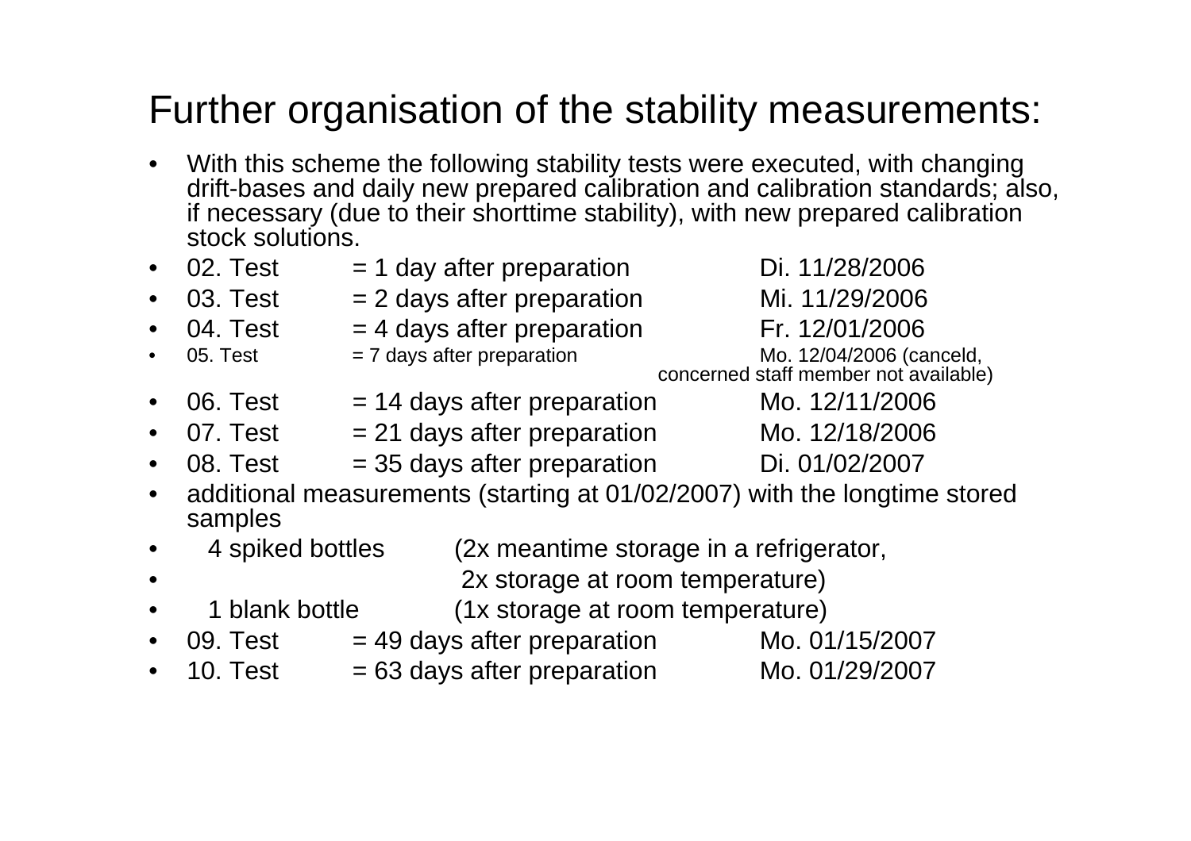# Further organisation of the stability measurements:

- With this scheme the following stability tests were executed, with changing drift-bases and daily new prepared calibration and calibration standards; also, if necessary (due to their shorttime stability), with new prepared calibration stock solutions.
- 02. Test = 1 day after preparation Di. 11/28/2006
- 03. Test = 2 days after preparation Mi. 11/29/2006
- 04. Test = 4 days after preparation Fr. 12/01/2006
- 05. Test = 7 days after preparation Mo. 12/04/2006 (canceld, concerned staff member not available)
- 06. Test = 14 days after preparation Mo. 12/11/2006
- 07. Test = 21 days after preparation Mo. 12/18/2006
- 08. Test = 35 days after preparation Di. 01/02/2007
- additional measurements (starting at 01/02/2007) with the longtime stored samples
- 4 spiked bottles (2x meantime storage in a refrigerator,
- 2x storage at room temperature)
- 1 blank bottle (1x storage at room temperature)
- 09. Test = 49 days after preparation Mo. 01/15/2007
- 10. Test = 63 days after preparation Mo. 01/29/2007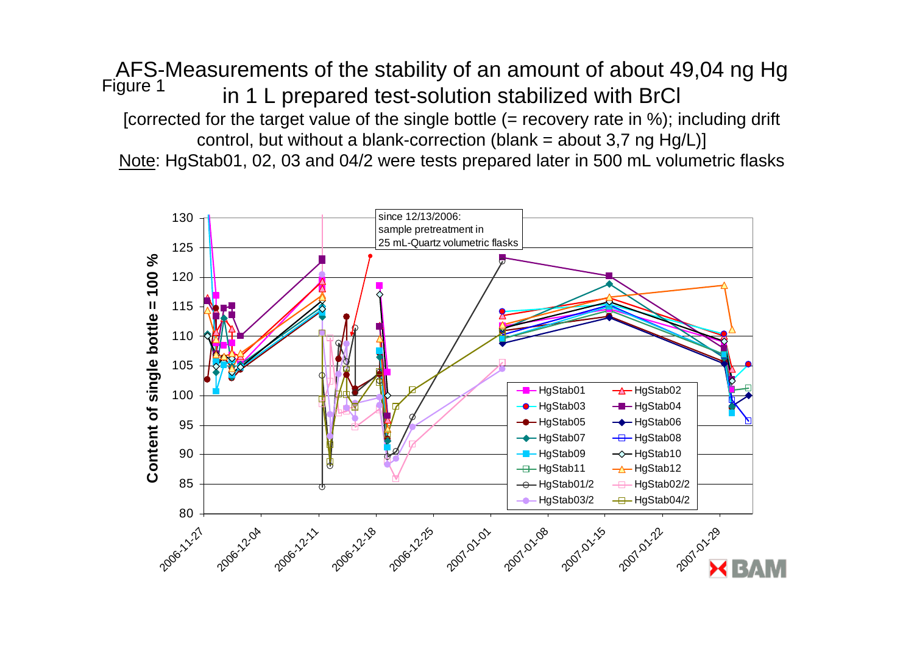Figure 1

# AFS-Measurements of the stability of an amount of about 49,04 ng Hg in 1 L prepared test-solution stabilized with BrCl

[corrected for the target value of the single bottle (= recovery rate in %); including drift control, but without a blank-correction (blank = about 3,7 ng Hg/L)]

Note: HgStab01, 02, 03 and 04/2 were tests prepared later in 500 mL volumetric flasks

since 12/13/2006: sample pretreatment in 25 mL-Quartz volumetric flasks

Content of single bottle = 100 %

Legend: HgStab01, HgStab02, HgStab03, HgStab04, HgStab05, HgStab06, HgStab07, HgStab08, HgStab09, HgStab10, HgStab11, HgStab12, HgStab01/2, HgStab02/2, HgStab03/2, HgStab04/2

BAM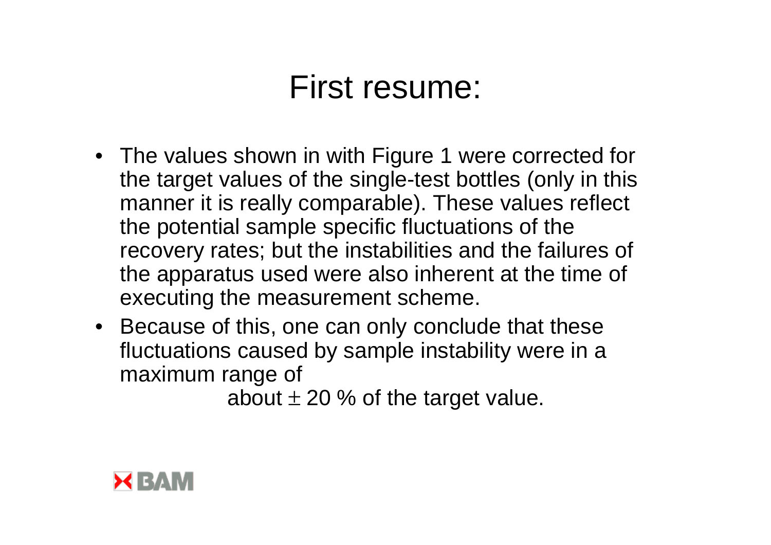# First resume:

- The values shown in with Figure 1 were corrected for the target values of the single-test bottles (only in this manner it is really comparable). These values reflect the potential sample specific fluctuations of the recovery rates; but the instabilities and the failures of the apparatus used were also inherent at the time of executing the measurement scheme.
- Because of this, one can only conclude that these fluctuations caused by sample instability were in a maximum range of

  about $\pm$ 20 % of the target value.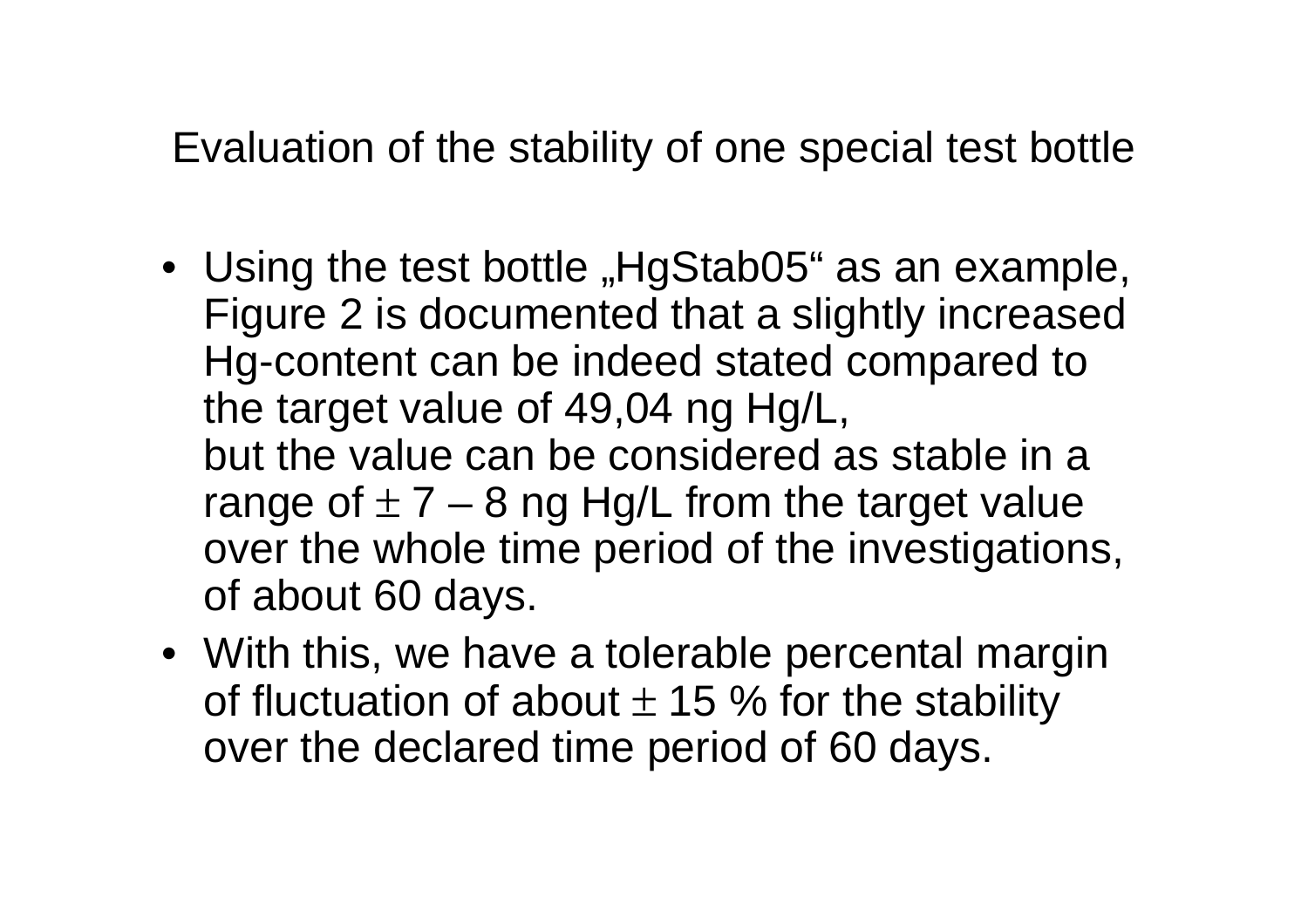## Evaluation of the stability of one special test bottle

- Using the test bottle „HgStab05“ as an example, Figure 2 is documented that a slightly increased Hg-content can be indeed stated compared to the target value of 49,04 ng Hg/L,
  but the value can be considered as stable in a range of $\pm$ 7 – 8 ng Hg/L from the target value over the whole time period of the investigations, of about 60 days.
- With this, we have a tolerable percental margin of fluctuation of about $\pm$ 15 % for the stability over the declared time period of 60 days.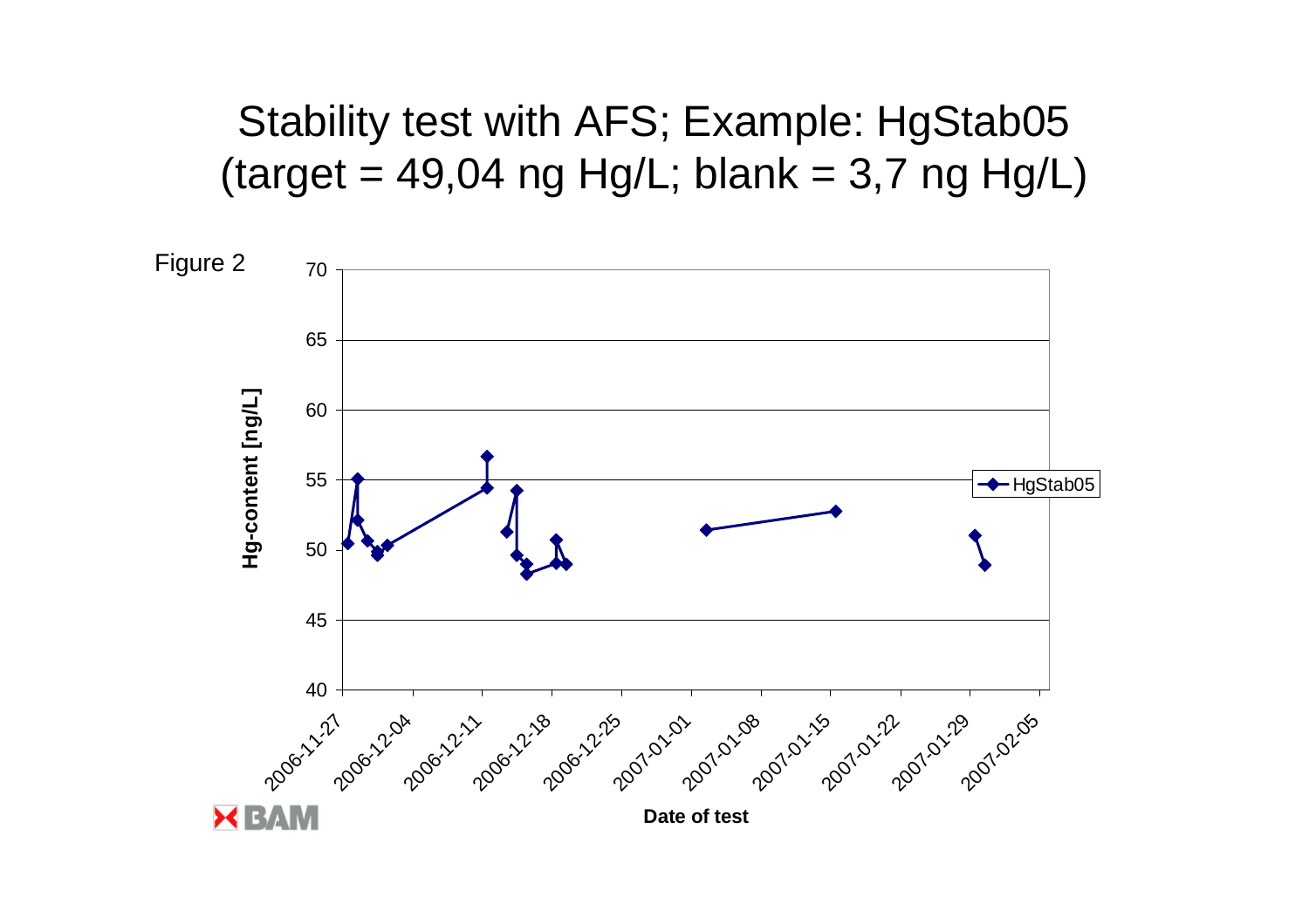# Stability test with AFS; Example: HgStab05 (target = 49,04 ng Hg/L; blank = 3,7 ng Hg/L)

Figure 2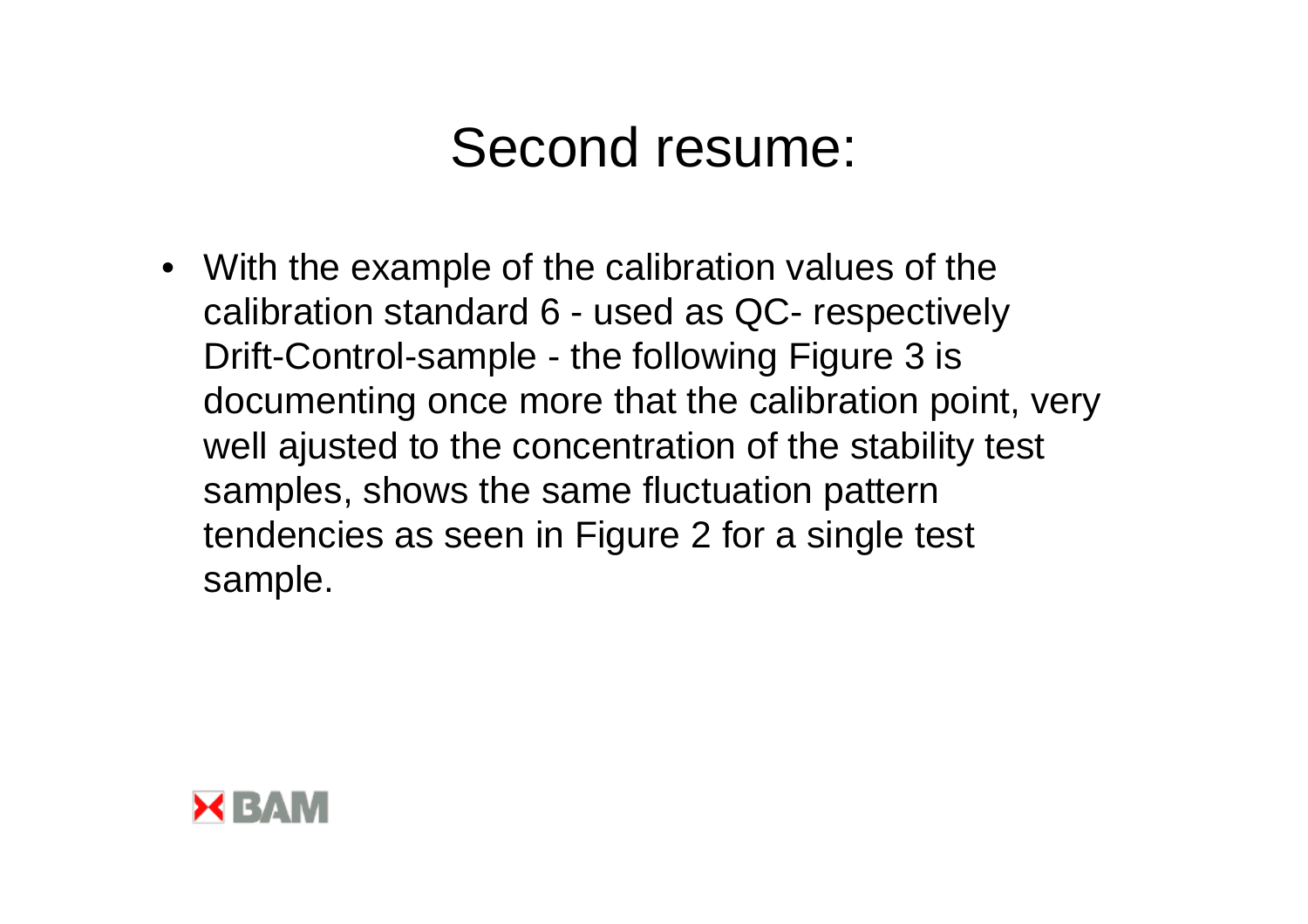# Second resume:

- With the example of the calibration values of the calibration standard 6 - used as QC- respectively Drift-Control-sample - the following Figure 3 is documenting once more that the calibration point, very well ajusted to the concentration of the stability test samples, shows the same fluctuation pattern tendencies as seen in Figure 2 for a single test sample.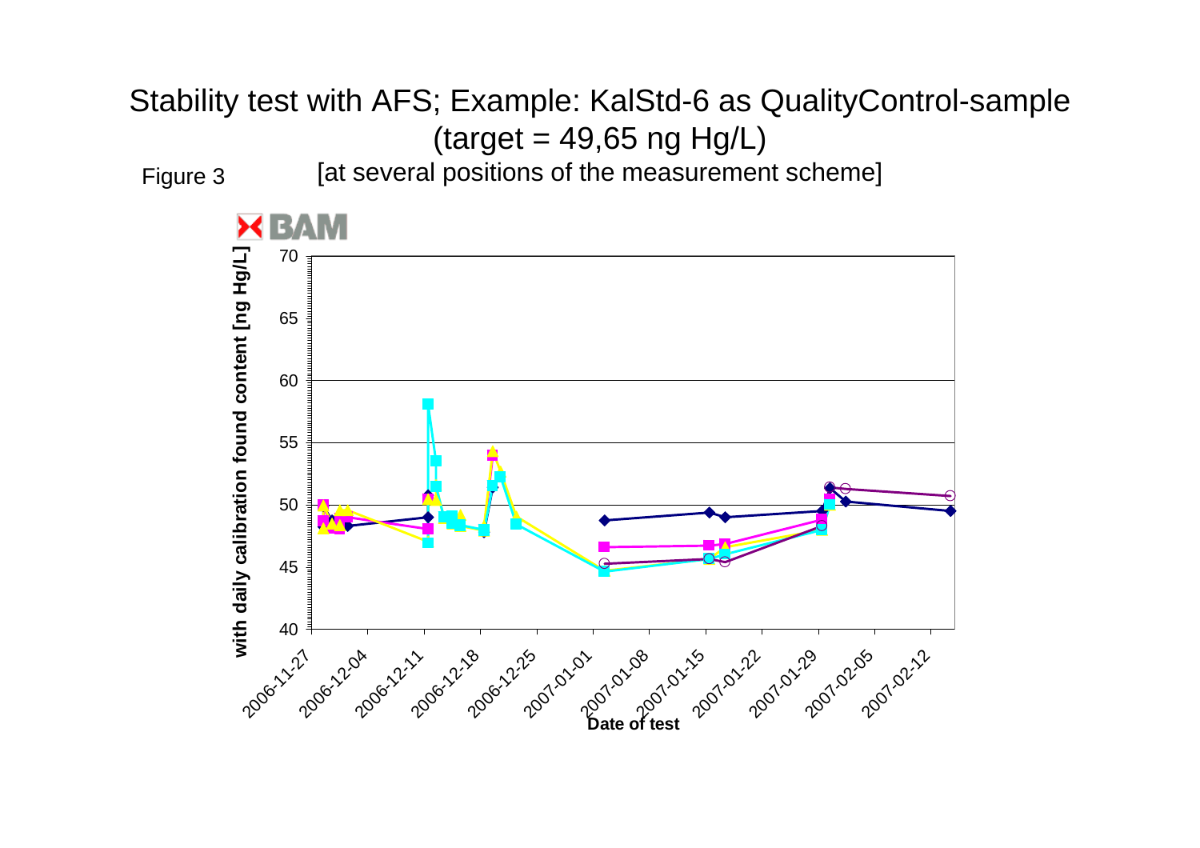# Stability test with AFS; Example: KalStd-6 as QualityControl-sample (target = 49,65 ng Hg/L)

Figure 3 [at several positions of the measurement scheme]

BAM

with daily calibration found content [ng Hg/L]

70
65
60
55
50
45
40

2006-11-27 2006-12-04 2006-12-11 2006-12-18 2006-12-25 2007-01-01 2007-01-08 2007-01-15 2007-01-22 2007-01-29 2007-02-05 2007-02-12

Date of test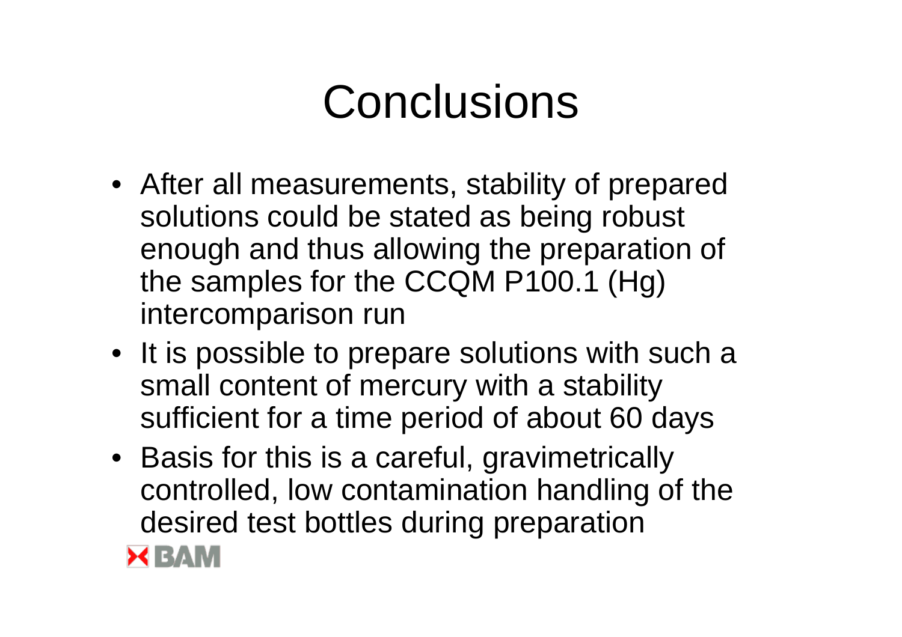# Conclusions

- After all measurements, stability of prepared solutions could be stated as being robust enough and thus allowing the preparation of the samples for the CCQM P100.1 (Hg) intercomparison run
- It is possible to prepare solutions with such a small content of mercury with a stability sufficient for a time period of about 60 days
- Basis for this is a careful, gravimetrically controlled, low contamination handling of the desired test bottles during preparation

BAM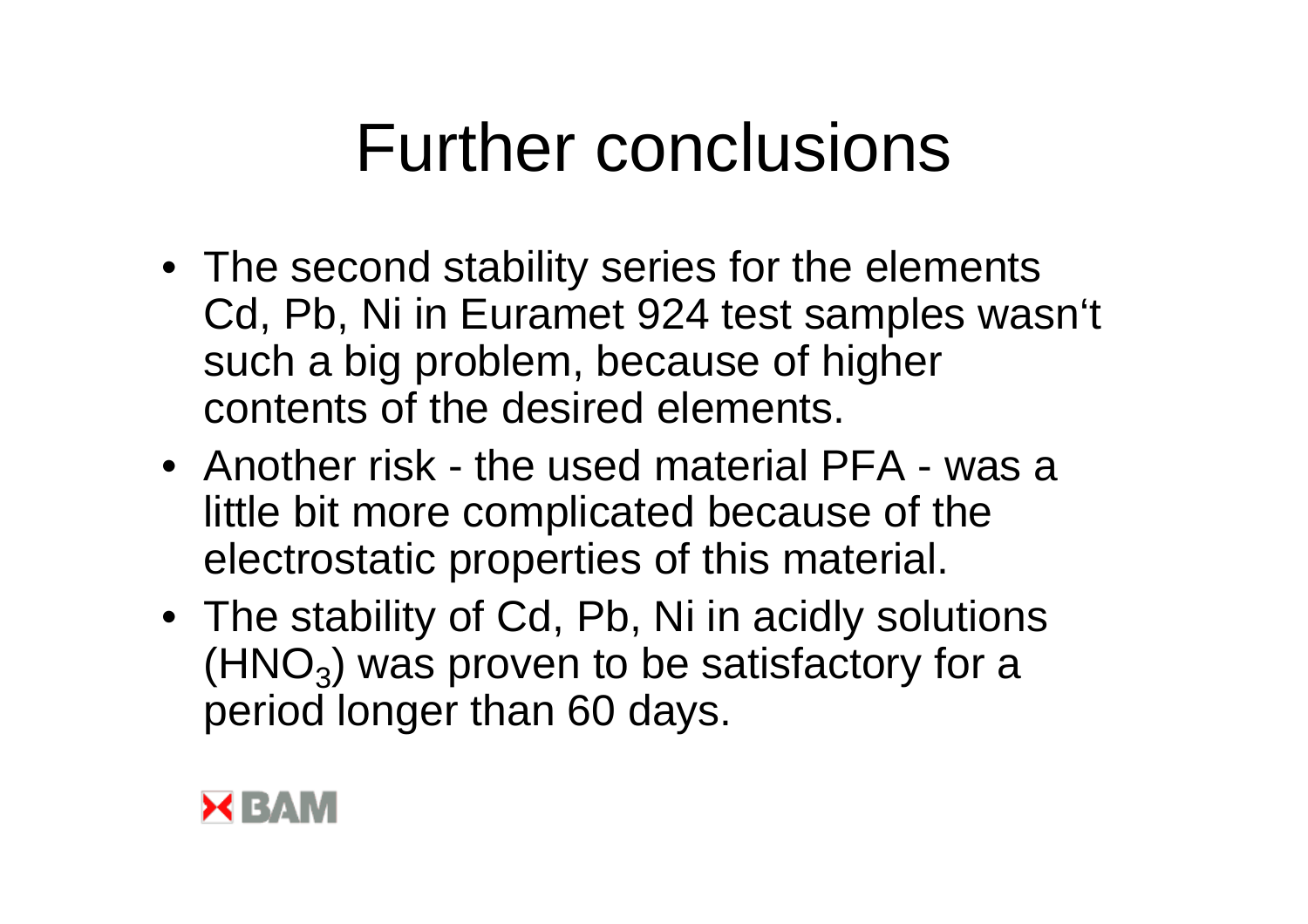# Further conclusions

- The second stability series for the elements Cd, Pb, Ni in Euramet 924 test samples wasn‘t such a big problem, because of higher contents of the desired elements.
- Another risk - the used material PFA - was a little bit more complicated because of the electrostatic properties of this material.
- The stability of Cd, Pb, Ni in acidly solutions ($HNO_3$) was proven to be satisfactory for a period longer than 60 days.

BAM